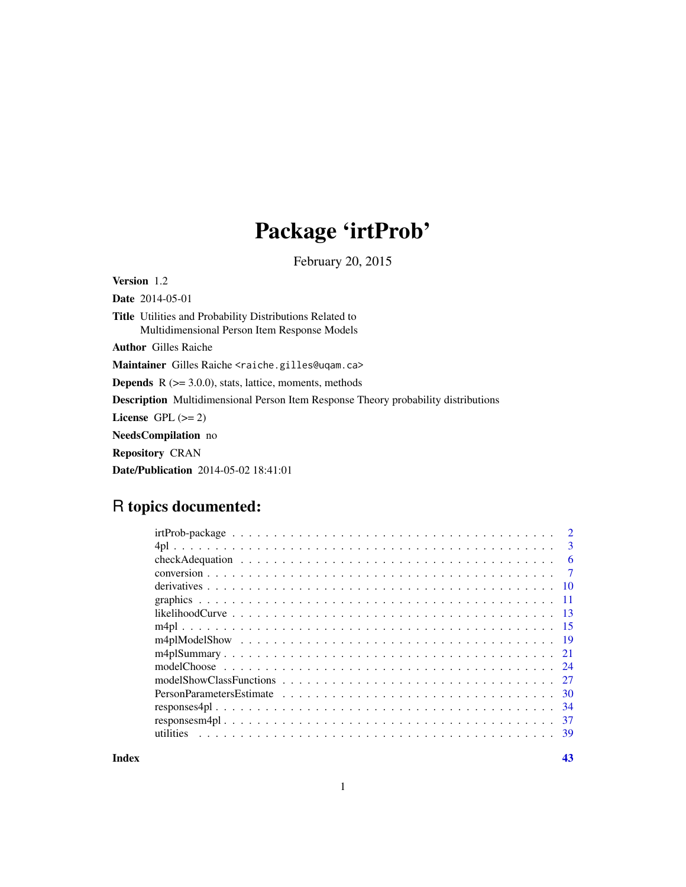# Package 'irtProb'

February 20, 2015

**Version** 1.2

**Date** 2014-05-01

**Title** Utilities and Probability Distributions Related to Multidimensional Person Item Response Models

**Author** Gilles Raiche

**Maintainer** Gilles Raiche <raiche.gilles@uqam.ca>

**Depends** R (>= 3.0.0), stats, lattice, moments, methods

**Description** Multidimensional Person Item Response Theory probability distributions

**License** GPL (>= 2)

**NeedsCompilation** no

**Repository** CRAN

**Date/Publication** 2014-05-02 18:41:01

## R topics documented:

| | |
|---|---|
| irtProb-package | 2 |
| 4pl | 3 |
| checkAdequation | 6 |
| conversion | 7 |
| derivatives | 10 |
| graphics | 11 |
| likelihoodCurve | 13 |
| m4pl | 15 |
| m4plModelShow | 19 |
| m4plSummary | 21 |
| modelChoose | 24 |
| modelShowClassFunctions | 27 |
| PersonParametersEstimate | 30 |
| responses4pl | 34 |
| responsesm4pl | 37 |
| utilities | 39 |

**Index** **43**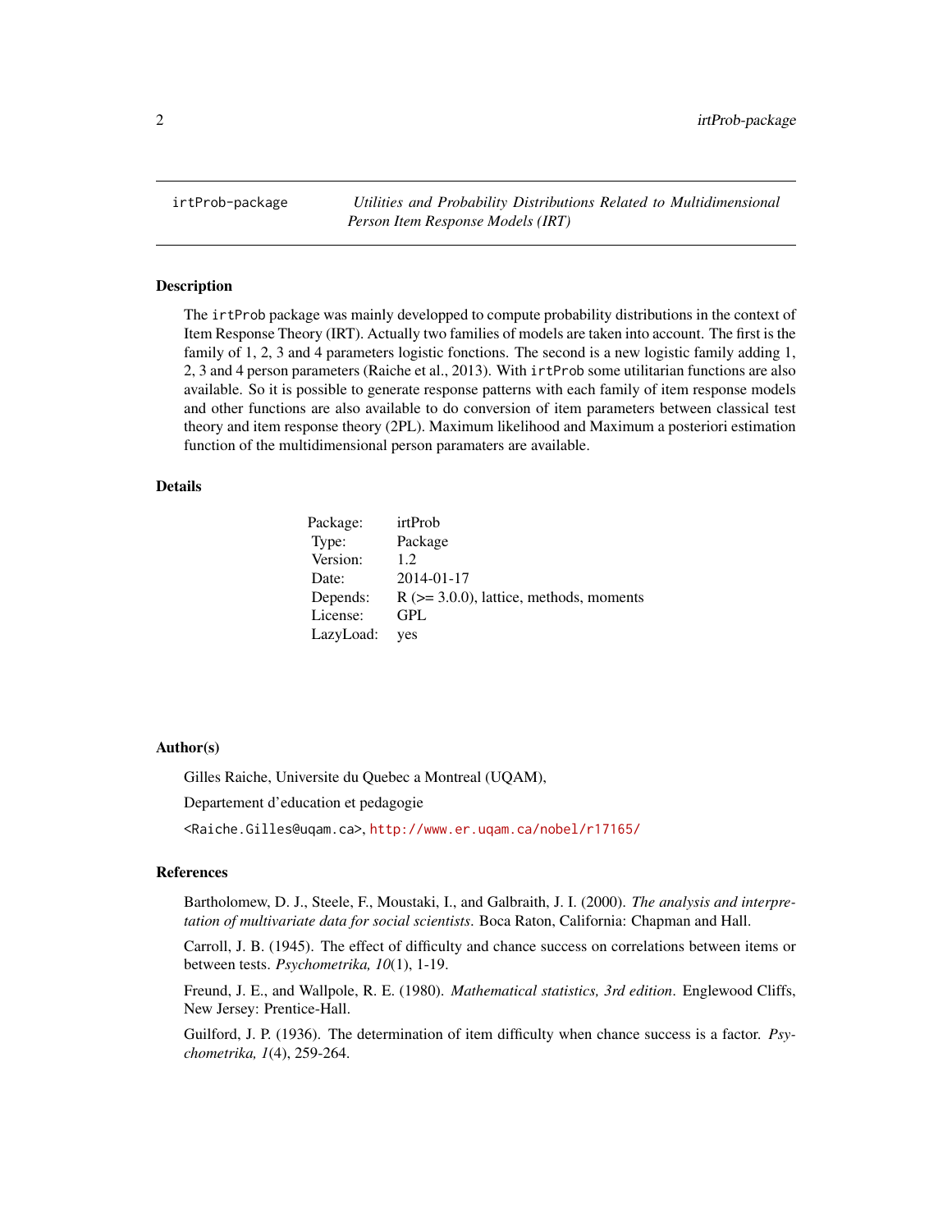irtProb-package *Utilities and Probability Distributions Related to Multidimensional Person Item Response Models (IRT)*

## Description

The `irtProb` package was mainly developped to compute probability distributions in the context of Item Response Theory (IRT). Actually two families of models are taken into account. The first is the family of 1, 2, 3 and 4 parameters logistic fonctions. The second is a new logistic family adding 1, 2, 3 and 4 person parameters (Raiche et al., 2013). With `irtProb` some utilitarian functions are also available. So it is possible to generate response patterns with each family of item response models and other functions are also available to do conversion of item parameters between classical test theory and item response theory (2PL). Maximum likelihood and Maximum a posteriori estimation function of the multidimensional person paramaters are available.

## Details

| | |
|---|---|
| Package: | irtProb |
| Type: | Package |
| Version: | 1.2 |
| Date: | 2014-01-17 |
| Depends: | R (>= 3.0.0), lattice, methods, moments |
| License: | GPL |
| LazyLoad: | yes |

## Author(s)

Gilles Raiche, Universite du Quebec a Montreal (UQAM),

Departement d'education et pedagogie

<Raiche.Gilles@uqam.ca>, http://www.er.uqam.ca/nobel/r17165/

## References

Bartholomew, D. J., Steele, F., Moustaki, I., and Galbraith, J. I. (2000). *The analysis and interpretation of multivariate data for social scientists*. Boca Raton, California: Chapman and Hall.

Carroll, J. B. (1945). The effect of difficulty and chance success on correlations between items or between tests. *Psychometrika, 10*(1), 1-19.

Freund, J. E., and Wallpole, R. E. (1980). *Mathematical statistics, 3rd edition*. Englewood Cliffs, New Jersey: Prentice-Hall.

Guilford, J. P. (1936). The determination of item difficulty when chance success is a factor. *Psychometrika, 1*(4), 259-264.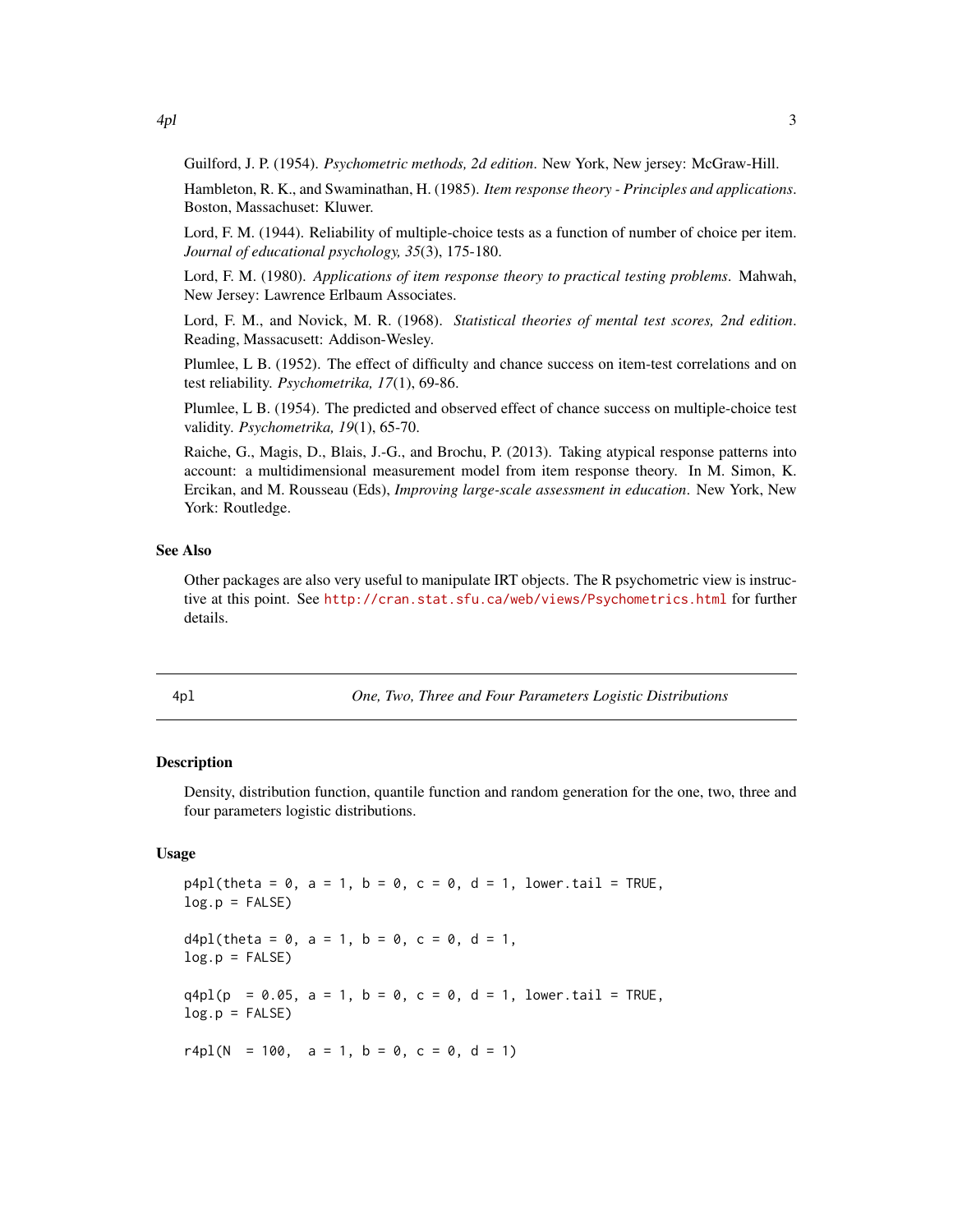Guilford, J. P. (1954). *Psychometric methods, 2d edition*. New York, New jersey: McGraw-Hill.

Hambleton, R. K., and Swaminathan, H. (1985). *Item response theory - Principles and applications*. Boston, Massachuset: Kluwer.

Lord, F. M. (1944). Reliability of multiple-choice tests as a function of number of choice per item. *Journal of educational psychology, 35*(3), 175-180.

Lord, F. M. (1980). *Applications of item response theory to practical testing problems*. Mahwah, New Jersey: Lawrence Erlbaum Associates.

Lord, F. M., and Novick, M. R. (1968). *Statistical theories of mental test scores, 2nd edition*. Reading, Massacusett: Addison-Wesley.

Plumlee, L B. (1952). The effect of difficulty and chance success on item-test correlations and on test reliability. *Psychometrika, 17*(1), 69-86.

Plumlee, L B. (1954). The predicted and observed effect of chance success on multiple-choice test validity. *Psychometrika, 19*(1), 65-70.

Raiche, G., Magis, D., Blais, J.-G., and Brochu, P. (2013). Taking atypical response patterns into account: a multidimensional measurement model from item response theory. In M. Simon, K. Ercikan, and M. Rousseau (Eds), *Improving large-scale assessment in education*. New York, New York: Routledge.

## See Also

Other packages are also very useful to manipulate IRT objects. The R psychometric view is instructive at this point. See http://cran.stat.sfu.ca/web/views/Psychometrics.html for further details.

---

4pl *One, Two, Three and Four Parameters Logistic Distributions*

---

## Description

Density, distribution function, quantile function and random generation for the one, two, three and four parameters logistic distributions.

## Usage

```
p4pl(theta = 0, a = 1, b = 0, c = 0, d = 1, lower.tail = TRUE,
log.p = FALSE)

d4pl(theta = 0, a = 1, b = 0, c = 0, d = 1,
log.p = FALSE)

q4pl(p  = 0.05, a = 1, b = 0, c = 0, d = 1, lower.tail = TRUE,
log.p = FALSE)

r4pl(N  = 100,  a = 1, b = 0, c = 0, d = 1)
```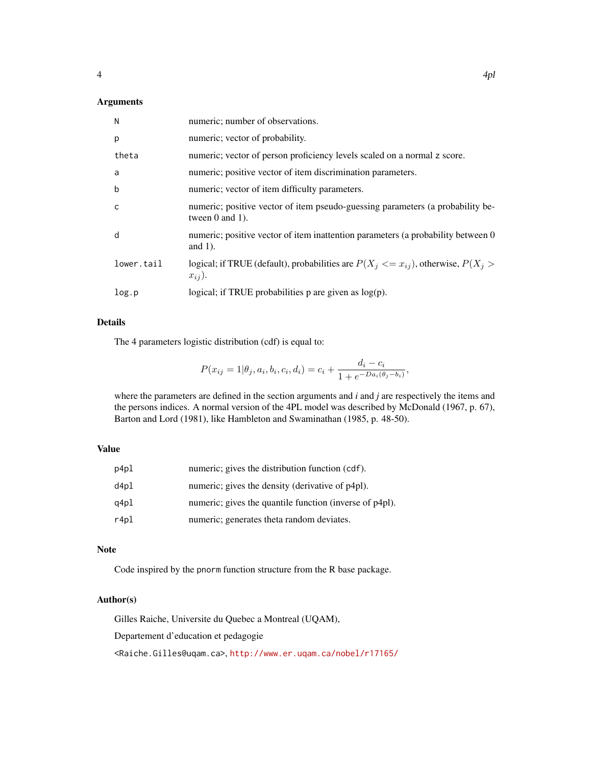### Arguments

| | |
|---|---|
| N | numeric; number of observations. |
| p | numeric; vector of probability. |
| theta | numeric; vector of person proficiency levels scaled on a normal z score. |
| a | numeric; positive vector of item discrimination parameters. |
| b | numeric; vector of item difficulty parameters. |
| c | numeric; positive vector of item pseudo-guessing parameters (a probability between 0 and 1). |
| d | numeric; positive vector of item inattention parameters (a probability between 0 and 1). |
| lower.tail | logical; if TRUE (default), probabilities are $P(X_j <= x_{ij})$, otherwise, $P(X_j > x_{ij})$. |
| log.p | logical; if TRUE probabilities p are given as log(p). |

### Details

The 4 parameters logistic distribution (cdf) is equal to:

$$P(x_{ij} = 1|\theta_j, a_i, b_i, c_i, d_i) = c_i + \frac{d_i - c_i}{1 + e^{-Da_i(\theta_j - b_i)}},$$

where the parameters are defined in the section arguments and *i* and *j* are respectively the items and the persons indices. A normal version of the 4PL model was described by McDonald (1967, p. 67), Barton and Lord (1981), like Hambleton and Swaminathan (1985, p. 48-50).

### Value

| | |
|---|---|
| p4pl | numeric; gives the distribution function (cdf). |
| d4pl | numeric; gives the density (derivative of p4pl). |
| q4pl | numeric; gives the quantile function (inverse of p4pl). |
| r4pl | numeric; generates theta random deviates. |

### Note

Code inspired by the pnorm function structure from the R base package.

### Author(s)

Gilles Raiche, Universite du Quebec a Montreal (UQAM),

Departement d'education et pedagogie

<Raiche.Gilles@uqam.ca>, http://www.er.uqam.ca/nobel/r17165/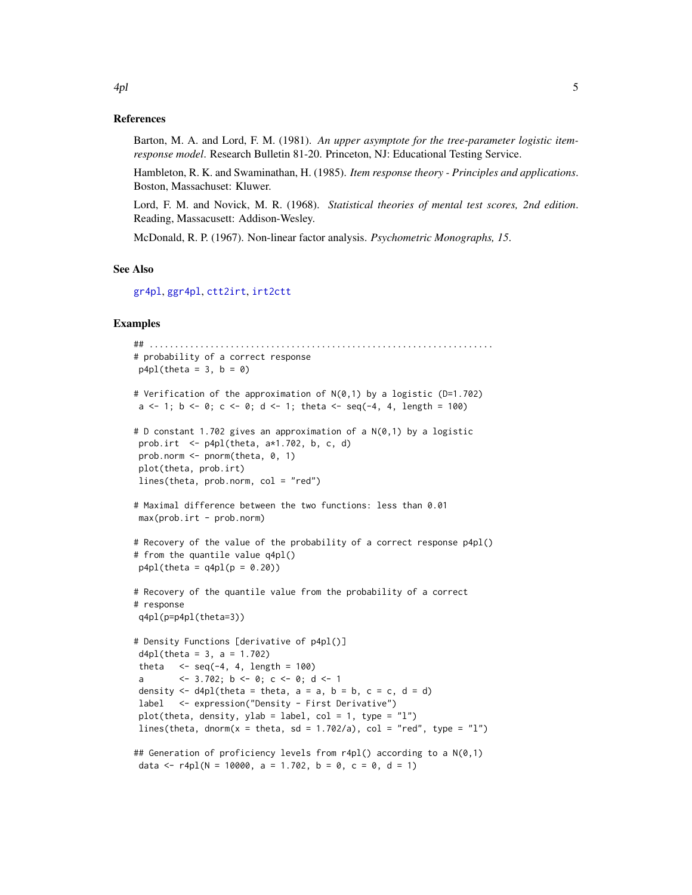### References

Barton, M. A. and Lord, F. M. (1981). *An upper asymptote for the tree-parameter logistic item-response model*. Research Bulletin 81-20. Princeton, NJ: Educational Testing Service.

Hambleton, R. K. and Swaminathan, H. (1985). *Item response theory - Principles and applications*. Boston, Massachuset: Kluwer.

Lord, F. M. and Novick, M. R. (1968). *Statistical theories of mental test scores, 2nd edition*. Reading, Massacusett: Addison-Wesley.

McDonald, R. P. (1967). Non-linear factor analysis. *Psychometric Monographs, 15*.

### See Also

gr4pl, ggr4pl, ctt2irt, irt2ctt

### Examples

```
## ....................................................................
# probability of a correct response
 p4pl(theta = 3, b = 0)

# Verification of the approximation of N(0,1) by a logistic (D=1.702)
 a <- 1; b <- 0; c <- 0; d <- 1; theta <- seq(-4, 4, length = 100)

# D constant 1.702 gives an approximation of a N(0,1) by a logistic
 prob.irt  <- p4pl(theta, a*1.702, b, c, d)
 prob.norm <- pnorm(theta, 0, 1)
 plot(theta, prob.irt)
 lines(theta, prob.norm, col = "red")

# Maximal difference between the two functions: less than 0.01
 max(prob.irt - prob.norm)

# Recovery of the value of the probability of a correct response p4pl()
# from the quantile value q4pl()
 p4pl(theta = q4pl(p = 0.20))

# Recovery of the quantile value from the probability of a correct
# response
 q4pl(p=p4pl(theta=3))

# Density Functions [derivative of p4pl()]
 d4pl(theta = 3, a = 1.702)
 theta   <- seq(-4, 4, length = 100)
 a       <- 3.702; b <- 0; c <- 0; d <- 1
 density <- d4pl(theta = theta, a = a, b = b, c = c, d = d)
 label   <- expression("Density - First Derivative")
 plot(theta, density, ylab = label, col = 1, type = "l")
 lines(theta, dnorm(x = theta, sd = 1.702/a), col = "red", type = "l")

## Generation of proficiency levels from r4pl() according to a N(0,1)
 data <- r4pl(N = 10000, a = 1.702, b = 0, c = 0, d = 1)
```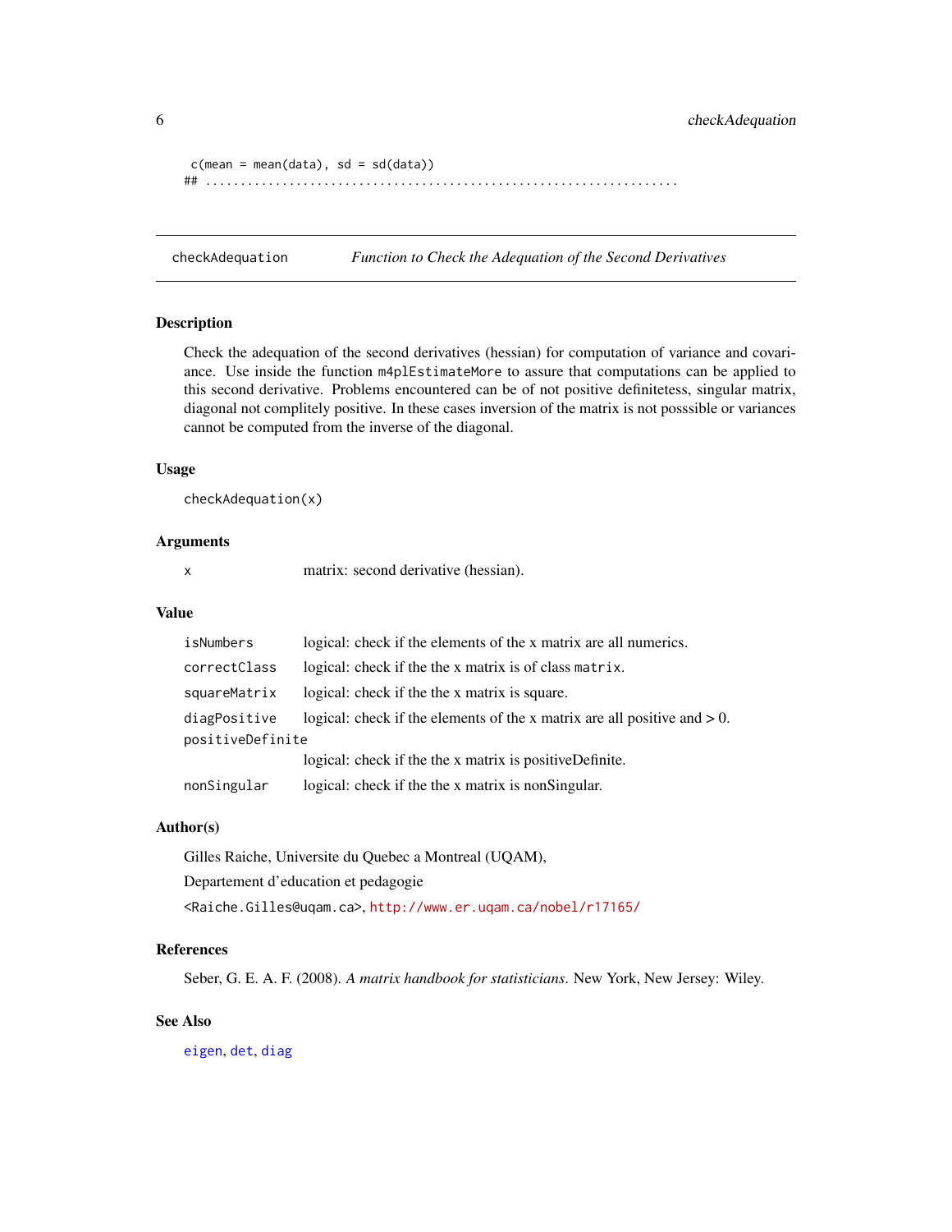```
 c(mean = mean(data), sd = sd(data))
## ....................................................................
```

---

checkAdequation — *Function to Check the Adequation of the Second Derivatives*

---

## Description

Check the adequation of the second derivatives (hessian) for computation of variance and covariance. Use inside the function `m4plEstimateMore` to assure that computations can be applied to this second derivative. Problems encountered can be of not positive definitetess, singular matrix, diagonal not complitely positive. In these cases inversion of the matrix is not posssible or variances cannot be computed from the inverse of the diagonal.

## Usage

```
checkAdequation(x)
```

## Arguments

| | |
|---|---|
| `x` | matrix: second derivative (hessian). |

## Value

| | |
|---|---|
| `isNumbers` | logical: check if the elements of the x matrix are all numerics. |
| `correctClass` | logical: check if the the x matrix is of class `matrix`. |
| `squareMatrix` | logical: check if the the x matrix is square. |
| `diagPositive` | logical: check if the elements of the x matrix are all positive and > 0. |
| `positiveDefinite` | logical: check if the the x matrix is positiveDefinite. |
| `nonSingular` | logical: check if the the x matrix is nonSingular. |

## Author(s)

Gilles Raiche, Universite du Quebec a Montreal (UQAM),

Departement d'education et pedagogie

<Raiche.Gilles@uqam.ca>, http://www.er.uqam.ca/nobel/r17165/

## References

Seber, G. E. A. F. (2008). *A matrix handbook for statisticians*. New York, New Jersey: Wiley.

## See Also

`eigen`, `det`, `diag`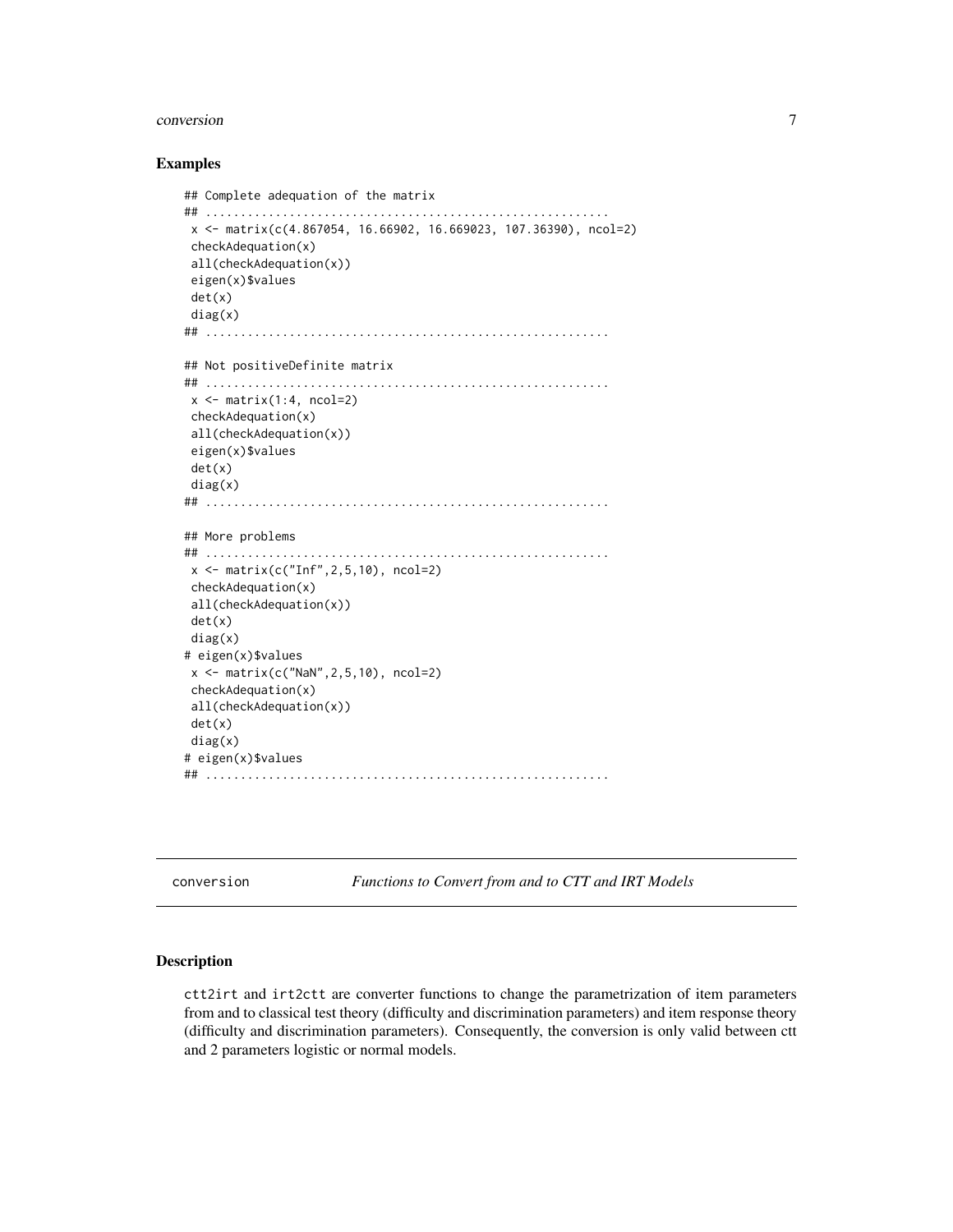### Examples

```
## Complete adequation of the matrix
## .........................................................
 x <- matrix(c(4.867054, 16.66902, 16.669023, 107.36390), ncol=2)
 checkAdequation(x)
 all(checkAdequation(x))
 eigen(x)$values
 det(x)
 diag(x)
## .........................................................

## Not positiveDefinite matrix
## .........................................................
 x <- matrix(1:4, ncol=2)
 checkAdequation(x)
 all(checkAdequation(x))
 eigen(x)$values
 det(x)
 diag(x)
## .........................................................

## More problems
## .........................................................
 x <- matrix(c("Inf",2,5,10), ncol=2)
 checkAdequation(x)
 all(checkAdequation(x))
 det(x)
 diag(x)
# eigen(x)$values
 x <- matrix(c("NaN",2,5,10), ncol=2)
 checkAdequation(x)
 all(checkAdequation(x))
 det(x)
 diag(x)
# eigen(x)$values
## .........................................................
```

---

conversion *Functions to Convert from and to CTT and IRT Models*

---

### Description

ctt2irt and irt2ctt are converter functions to change the parametrization of item parameters from and to classical test theory (difficulty and discrimination parameters) and item response theory (difficulty and discrimination parameters). Consequently, the conversion is only valid between ctt and 2 parameters logistic or normal models.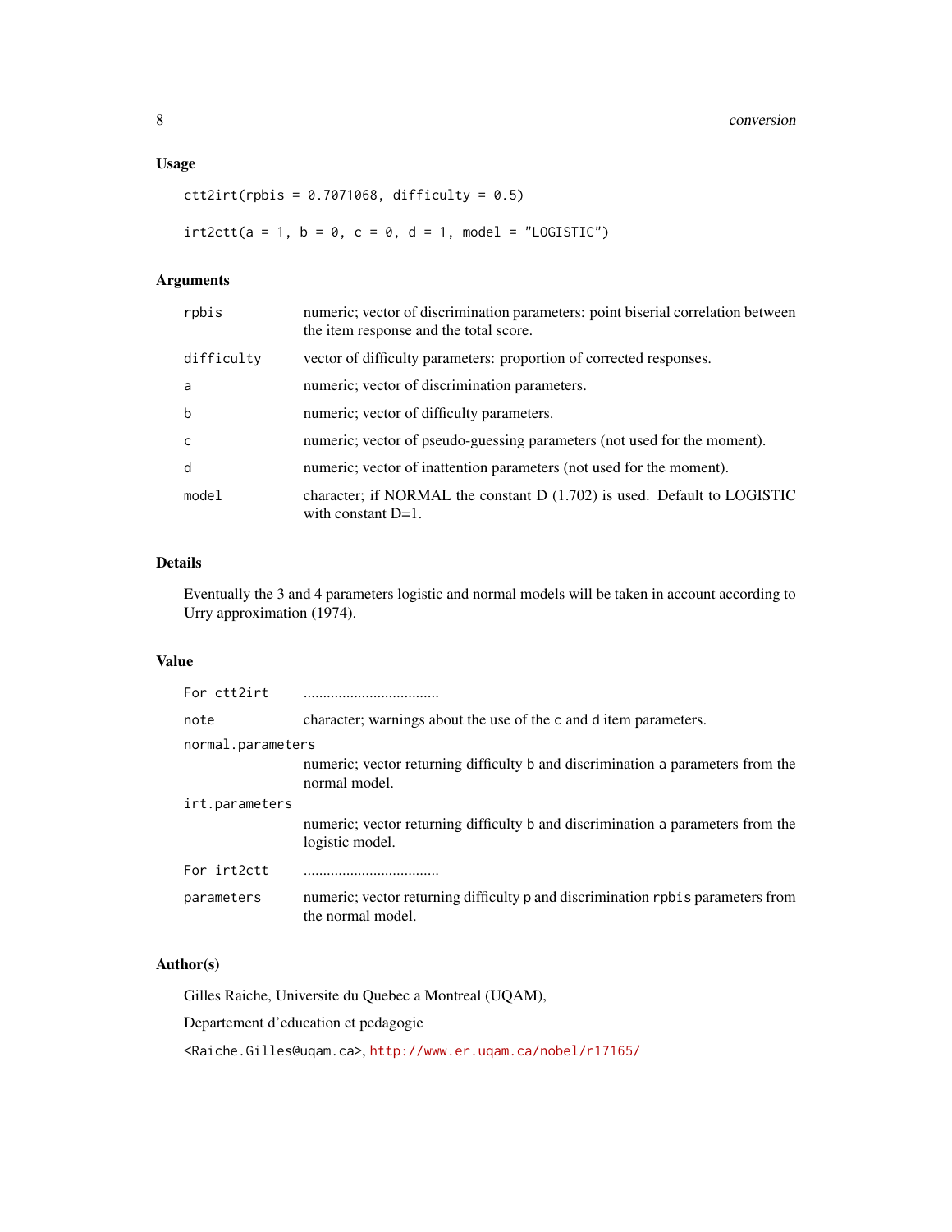## Usage

```
ctt2irt(rpbis = 0.7071068, difficulty = 0.5)

irt2ctt(a = 1, b = 0, c = 0, d = 1, model = "LOGISTIC")
```

## Arguments

| | |
|---|---|
| `rpbis` | numeric; vector of discrimination parameters: point biserial correlation between the item response and the total score. |
| `difficulty` | vector of difficulty parameters: proportion of corrected responses. |
| `a` | numeric; vector of discrimination parameters. |
| `b` | numeric; vector of difficulty parameters. |
| `c` | numeric; vector of pseudo-guessing parameters (not used for the moment). |
| `d` | numeric; vector of inattention parameters (not used for the moment). |
| `model` | character; if NORMAL the constant D (1.702) is used. Default to LOGISTIC with constant D=1. |

## Details

Eventually the 3 and 4 parameters logistic and normal models will be taken in account according to Urry approximation (1974).

## Value

| | |
|---|---|
| For `ctt2irt` | .................................. |
| `note` | character; warnings about the use of the `c` and `d` item parameters. |
| `normal.parameters` | numeric; vector returning difficulty `b` and discrimination `a` parameters from the normal model. |
| `irt.parameters` | numeric; vector returning difficulty `b` and discrimination `a` parameters from the logistic model. |
| For `irt2ctt` | .................................. |
| `parameters` | numeric; vector returning difficulty `p` and discrimination `rpbis` parameters from the normal model. |

## Author(s)

Gilles Raiche, Universite du Quebec a Montreal (UQAM),

Departement d'education et pedagogie

<Raiche.Gilles@uqam.ca>, http://www.er.uqam.ca/nobel/r17165/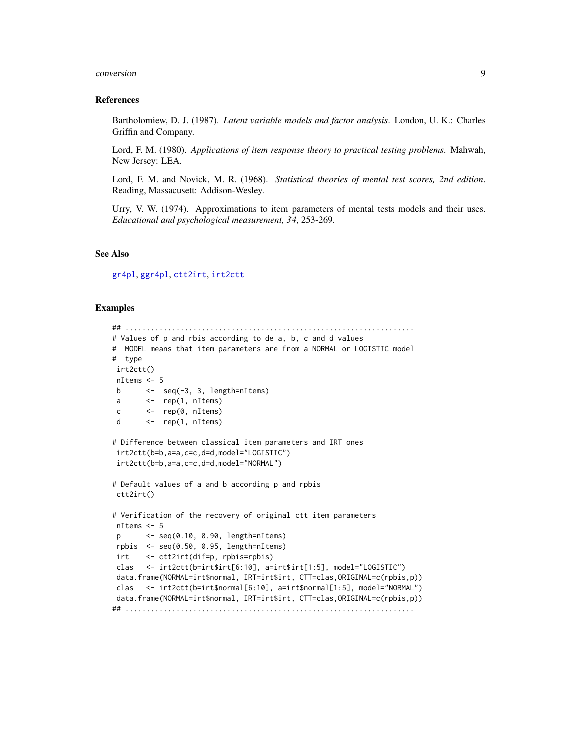## References

Bartholomiew, D. J. (1987). *Latent variable models and factor analysis*. London, U. K.: Charles Griffin and Company.

Lord, F. M. (1980). *Applications of item response theory to practical testing problems*. Mahwah, New Jersey: LEA.

Lord, F. M. and Novick, M. R. (1968). *Statistical theories of mental test scores, 2nd edition*. Reading, Massacusett: Addison-Wesley.

Urry, V. W. (1974). Approximations to item parameters of mental tests models and their uses. *Educational and psychological measurement, 34*, 253-269.

## See Also

gr4pl, ggr4pl, ctt2irt, irt2ctt

## Examples

```
## ....................................................................
# Values of p and rbis according to de a, b, c and d values
#  MODEL means that item parameters are from a NORMAL or LOGISTIC model
#  type
 irt2ctt()
 nItems <- 5
 b      <-  seq(-3, 3, length=nItems)
 a      <-  rep(1, nItems)
 c      <-  rep(0, nItems)
 d      <-  rep(1, nItems)

# Difference between classical item parameters and IRT ones
 irt2ctt(b=b,a=a,c=c,d=d,model="LOGISTIC")
 irt2ctt(b=b,a=a,c=c,d=d,model="NORMAL")

# Default values of a and b according p and rpbis
 ctt2irt()

# Verification of the recovery of original ctt item parameters
 nItems <- 5
 p      <- seq(0.10, 0.90, length=nItems)
 rpbis  <- seq(0.50, 0.95, length=nItems)
 irt    <- ctt2irt(dif=p, rpbis=rpbis)
 clas   <- irt2ctt(b=irt$irt[6:10], a=irt$irt[1:5], model="LOGISTIC")
 data.frame(NORMAL=irt$normal, IRT=irt$irt, CTT=clas,ORIGINAL=c(rpbis,p))
 clas   <- irt2ctt(b=irt$normal[6:10], a=irt$normal[1:5], model="NORMAL")
 data.frame(NORMAL=irt$normal, IRT=irt$irt, CTT=clas,ORIGINAL=c(rpbis,p))
## ....................................................................
```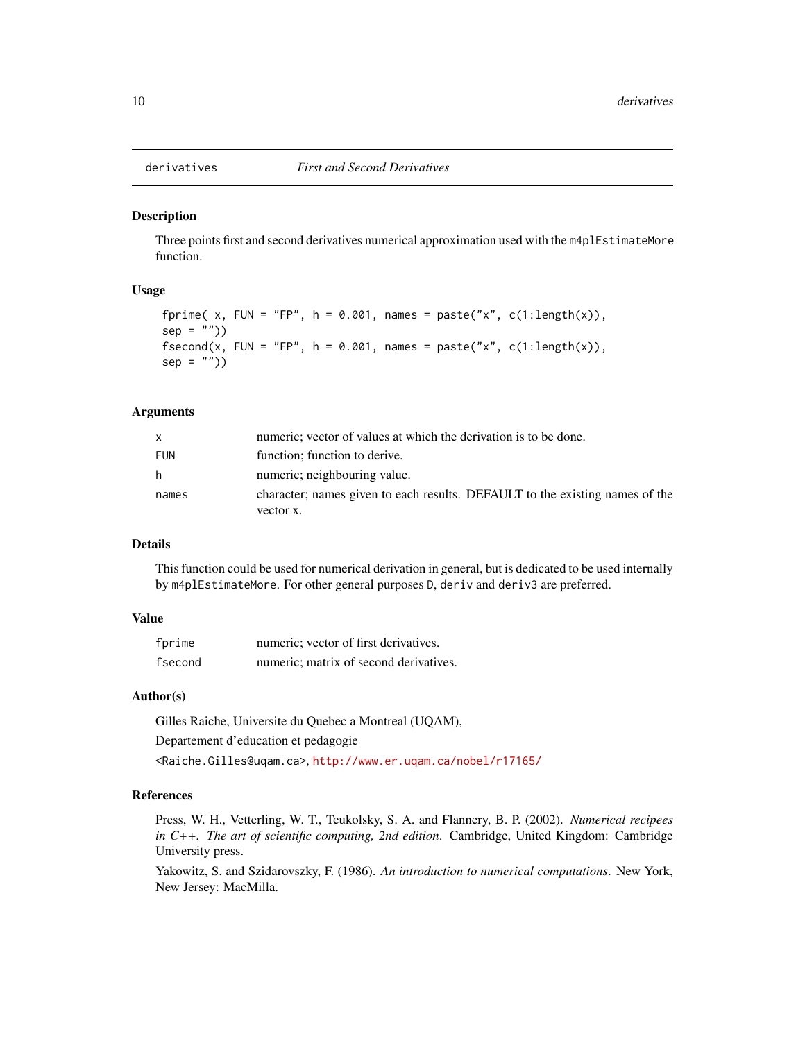## derivatives *First and Second Derivatives*

### Description

Three points first and second derivatives numerical approximation used with the `m4plEstimateMore` function.

### Usage

```
fprime( x, FUN = "FP", h = 0.001, names = paste("x", c(1:length(x)),
sep = ""))
fsecond(x, FUN = "FP", h = 0.001, names = paste("x", c(1:length(x)),
sep = ""))
```

### Arguments

| | |
|---|---|
| `x` | numeric; vector of values at which the derivation is to be done. |
| `FUN` | function; function to derive. |
| `h` | numeric; neighbouring value. |
| `names` | character; names given to each results. DEFAULT to the existing names of the vector x. |

### Details

This function could be used for numerical derivation in general, but is dedicated to be used internally by `m4plEstimateMore`. For other general purposes `D`, `deriv` and `deriv3` are preferred.

### Value

| | |
|---|---|
| `fprime` | numeric; vector of first derivatives. |
| `fsecond` | numeric; matrix of second derivatives. |

### Author(s)

Gilles Raiche, Universite du Quebec a Montreal (UQAM),

Departement d'education et pedagogie

`<Raiche.Gilles@uqam.ca>`, http://www.er.uqam.ca/nobel/r17165/

### References

Press, W. H., Vetterling, W. T., Teukolsky, S. A. and Flannery, B. P. (2002). *Numerical recipees in C++. The art of scientific computing, 2nd edition*. Cambridge, United Kingdom: Cambridge University press.

Yakowitz, S. and Szidarovszky, F. (1986). *An introduction to numerical computations*. New York, New Jersey: MacMilla.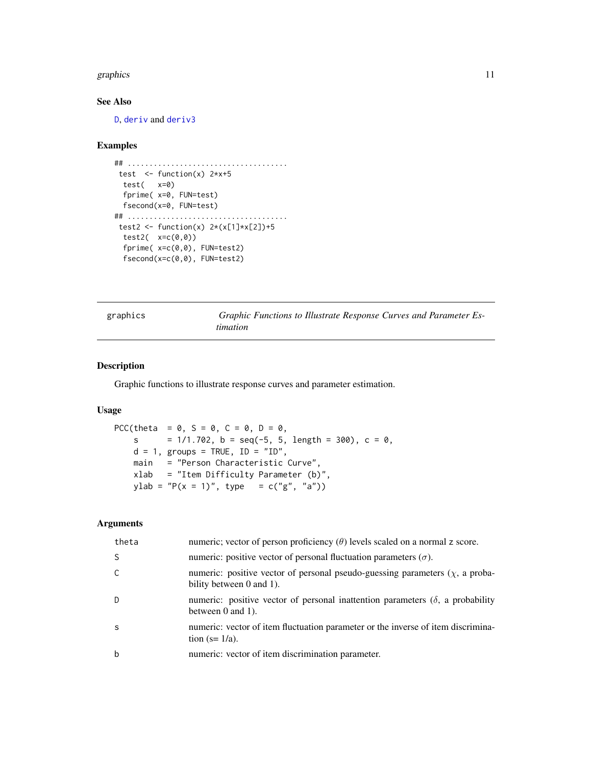### See Also

`D`, `deriv` and `deriv3`

### Examples

```
## .....................................
 test  <- function(x) 2*x+5
  test(   x=0)
  fprime( x=0, FUN=test)
  fsecond(x=0, FUN=test)
## .....................................
 test2 <- function(x) 2*(x[1]*x[2])+5
  test2(  x=c(0,0))
  fprime( x=c(0,0), FUN=test2)
  fsecond(x=c(0,0), FUN=test2)
```

---

## graphics — *Graphic Functions to Illustrate Response Curves and Parameter Estimation*

---

### Description

Graphic functions to illustrate response curves and parameter estimation.

### Usage

```
PCC(theta  = 0, S = 0, C = 0, D = 0,
    s      = 1/1.702, b = seq(-5, 5, length = 300), c = 0,
    d = 1, groups = TRUE, ID = "ID",
    main   = "Person Characteristic Curve",
    xlab   = "Item Difficulty Parameter (b)",
    ylab = "P(x = 1)", type   = c("g", "a"))
```

### Arguments

| | |
|---|---|
| `theta` | numeric; vector of person proficiency ($\theta$) levels scaled on a normal z score. |
| `S` | numeric: positive vector of personal fluctuation parameters ($\sigma$). |
| `C` | numeric: positive vector of personal pseudo-guessing parameters ($\chi$, a probability between 0 and 1). |
| `D` | numeric: positive vector of personal inattention parameters ($\delta$, a probability between 0 and 1). |
| `s` | numeric: vector of item fluctuation parameter or the inverse of item discrimination (s= 1/a). |
| `b` | numeric: vector of item discrimination parameter. |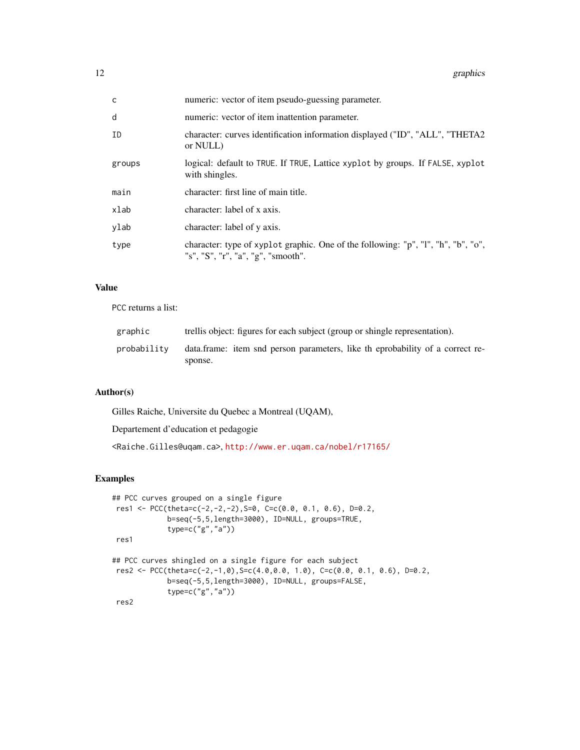| | |
|---|---|
| c | numeric: vector of item pseudo-guessing parameter. |
| d | numeric: vector of item inattention parameter. |
| ID | character: curves identification information displayed ("ID", "ALL", "THETA2 or NULL) |
| groups | logical: default to TRUE. If TRUE, Lattice xyplot by groups. If FALSE, xyplot with shingles. |
| main | character: first line of main title. |
| xlab | character: label of x axis. |
| ylab | character: label of y axis. |
| type | character: type of xyplot graphic. One of the following: "p", "l", "h", "b", "o", "s", "S", "r", "a", "g", "smooth". |

## Value

PCC returns a list:

| | |
|---|---|
| graphic | trellis object: figures for each subject (group or shingle representation). |
| probability | data.frame: item snd person parameters, like th eprobability of a correct response. |

## Author(s)

Gilles Raiche, Universite du Quebec a Montreal (UQAM),

Departement d'education et pedagogie

<Raiche.Gilles@uqam.ca>, http://www.er.uqam.ca/nobel/r17165/

## Examples

```
## PCC curves grouped on a single figure
 res1 <- PCC(theta=c(-2,-2,-2),S=0, C=c(0.0, 0.1, 0.6), D=0.2,
            b=seq(-5,5,length=3000), ID=NULL, groups=TRUE,
            type=c("g","a"))
 res1

## PCC curves shingled on a single figure for each subject
 res2 <- PCC(theta=c(-2,-1,0),S=c(4.0,0.0, 1.0), C=c(0.0, 0.1, 0.6), D=0.2,
            b=seq(-5,5,length=3000), ID=NULL, groups=FALSE,
            type=c("g","a"))
 res2
```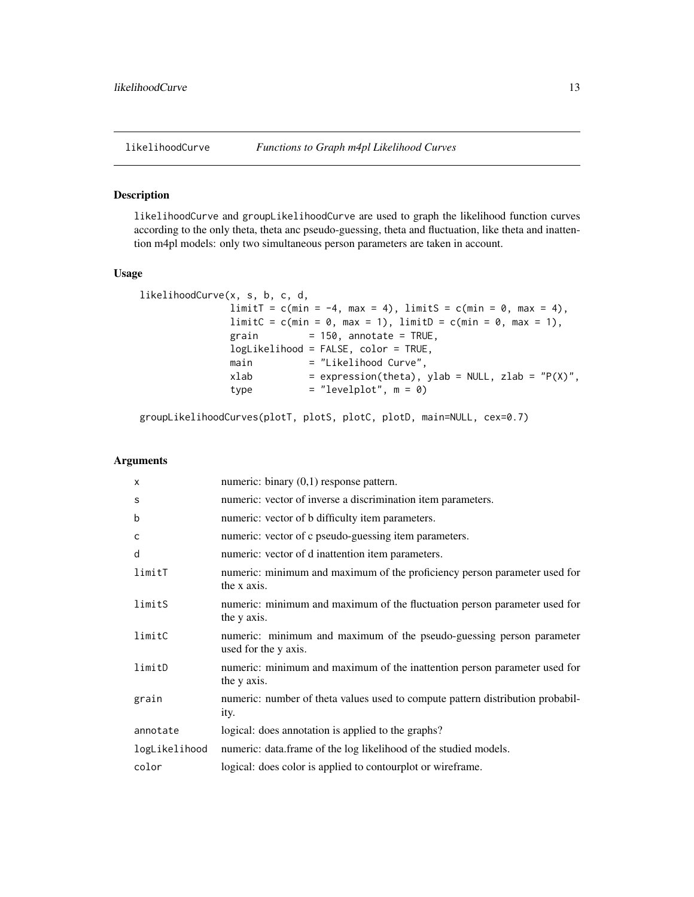# likelihoodCurve *Functions to Graph m4pl Likelihood Curves*

## Description

likelihoodCurve and groupLikelihoodCurve are used to graph the likelihood function curves according to the only theta, theta anc pseudo-guessing, theta and fluctuation, like theta and inattention m4pl models: only two simultaneous person parameters are taken in account.

## Usage

```
likelihoodCurve(x, s, b, c, d,
                limitT = c(min = -4, max = 4), limitS = c(min = 0, max = 4),
                limitC = c(min = 0, max = 1), limitD = c(min = 0, max = 1),
                grain         = 150, annotate = TRUE,
                logLikelihood = FALSE, color = TRUE,
                main          = "Likelihood Curve",
                xlab          = expression(theta), ylab = NULL, zlab = "P(X)",
                type          = "levelplot", m = 0)

groupLikelihoodCurves(plotT, plotS, plotC, plotD, main=NULL, cex=0.7)
```

## Arguments

| | |
|---|---|
| x | numeric: binary (0,1) response pattern. |
| s | numeric: vector of inverse a discrimination item parameters. |
| b | numeric: vector of b difficulty item parameters. |
| c | numeric: vector of c pseudo-guessing item parameters. |
| d | numeric: vector of d inattention item parameters. |
| limitT | numeric: minimum and maximum of the proficiency person parameter used for the x axis. |
| limitS | numeric: minimum and maximum of the fluctuation person parameter used for the y axis. |
| limitC | numeric: minimum and maximum of the pseudo-guessing person parameter used for the y axis. |
| limitD | numeric: minimum and maximum of the inattention person parameter used for the y axis. |
| grain | numeric: number of theta values used to compute pattern distribution probability. |
| annotate | logical: does annotation is applied to the graphs? |
| logLikelihood | numeric: data.frame of the log likelihood of the studied models. |
| color | logical: does color is applied to contourplot or wireframe. |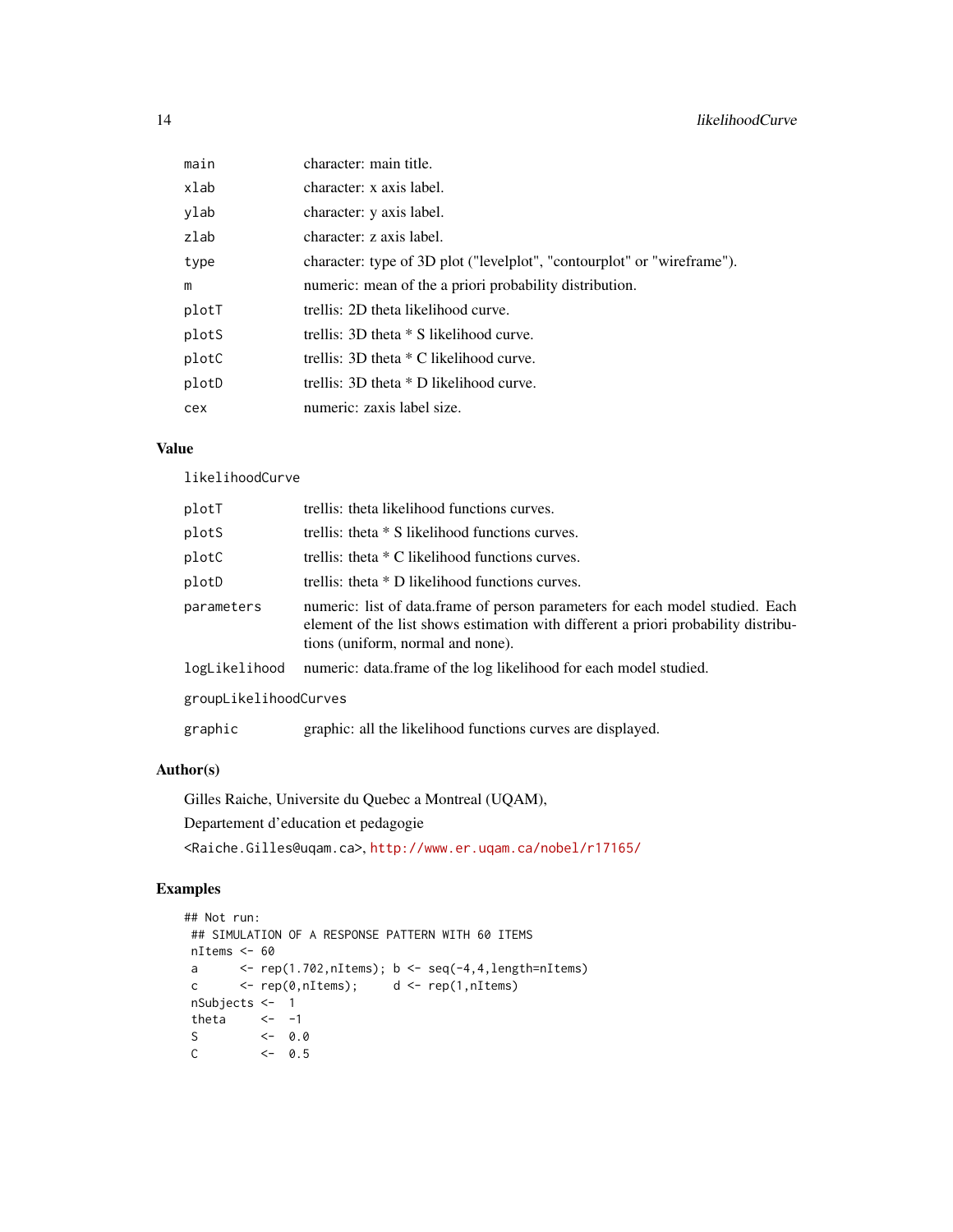| | |
|---|---|
| main | character: main title. |
| xlab | character: x axis label. |
| ylab | character: y axis label. |
| zlab | character: z axis label. |
| type | character: type of 3D plot ("levelplot", "contourplot" or "wireframe"). |
| m | numeric: mean of the a priori probability distribution. |
| plotT | trellis: 2D theta likelihood curve. |
| plotS | trellis: 3D theta * S likelihood curve. |
| plotC | trellis: 3D theta * C likelihood curve. |
| plotD | trellis: 3D theta * D likelihood curve. |
| cex | numeric: zaxis label size. |

## Value

likelihoodCurve

| | |
|---|---|
| plotT | trellis: theta likelihood functions curves. |
| plotS | trellis: theta * S likelihood functions curves. |
| plotC | trellis: theta * C likelihood functions curves. |
| plotD | trellis: theta * D likelihood functions curves. |
| parameters | numeric: list of data.frame of person parameters for each model studied. Each element of the list shows estimation with different a priori probability distributions (uniform, normal and none). |
| logLikelihood | numeric: data.frame of the log likelihood for each model studied. |

groupLikelihoodCurves

| | |
|---|---|
| graphic | graphic: all the likelihood functions curves are displayed. |

## Author(s)

Gilles Raiche, Universite du Quebec a Montreal (UQAM),

Departement d'education et pedagogie

<Raiche.Gilles@uqam.ca>, http://www.er.uqam.ca/nobel/r17165/

## Examples

```
## Not run:
 ## SIMULATION OF A RESPONSE PATTERN WITH 60 ITEMS
 nItems <- 60
 a      <- rep(1.702,nItems); b <- seq(-4,4,length=nItems)
 c      <- rep(0,nItems);     d <- rep(1,nItems)
 nSubjects <-  1
 theta     <-  -1
 S         <-  0.0
 C         <-  0.5
```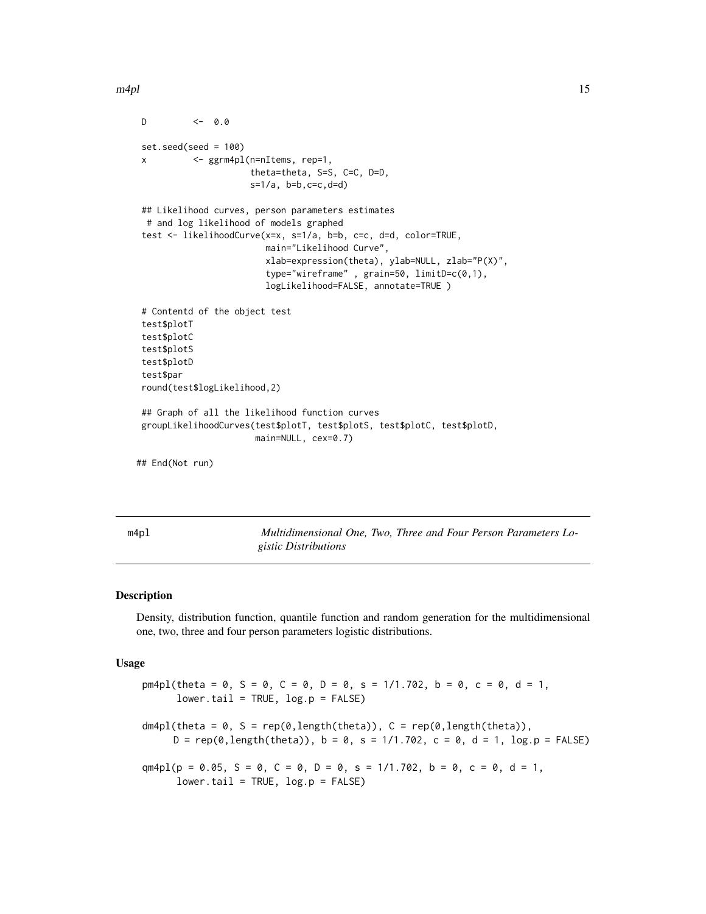```
D         <-  0.0

set.seed(seed = 100)
x         <- ggrm4pl(n=nItems, rep=1,
                    theta=theta, S=S, C=C, D=D,
                    s=1/a, b=b,c=c,d=d)

## Likelihood curves, person parameters estimates
 # and log likelihood of models graphed
test <- likelihoodCurve(x=x, s=1/a, b=b, c=c, d=d, color=TRUE,
                        main="Likelihood Curve",
                        xlab=expression(theta), ylab=NULL, zlab="P(X)",
                        type="wireframe" , grain=50, limitD=c(0,1),
                        logLikelihood=FALSE, annotate=TRUE )

# Contentd of the object test
test$plotT
test$plotC
test$plotS
test$plotD
test$par
round(test$logLikelihood,2)

## Graph of all the likelihood function curves
groupLikelihoodCurves(test$plotT, test$plotS, test$plotC, test$plotD,
                      main=NULL, cex=0.7)

## End(Not run)
```

---

m4pl — *Multidimensional One, Two, Three and Four Person Parameters Logistic Distributions*

---

## Description

Density, distribution function, quantile function and random generation for the multidimensional one, two, three and four person parameters logistic distributions.

## Usage

```
pm4pl(theta = 0, S = 0, C = 0, D = 0, s = 1/1.702, b = 0, c = 0, d = 1,
      lower.tail = TRUE, log.p = FALSE)

dm4pl(theta = 0, S = rep(0,length(theta)), C = rep(0,length(theta)),
     D = rep(0,length(theta)), b = 0, s = 1/1.702, c = 0, d = 1, log.p = FALSE)

qm4pl(p = 0.05, S = 0, C = 0, D = 0, s = 1/1.702, b = 0, c = 0, d = 1,
      lower.tail = TRUE, log.p = FALSE)
```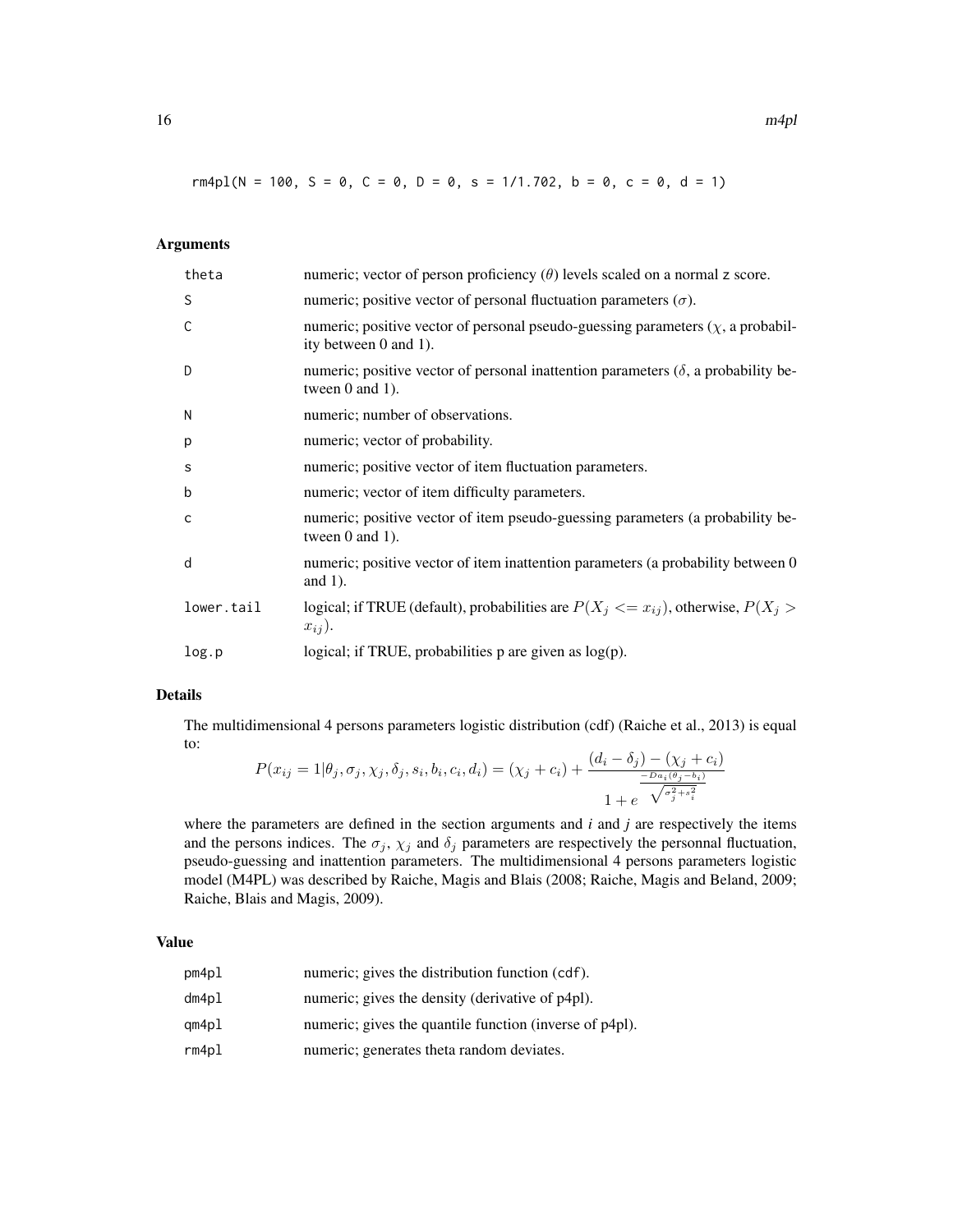```
rm4pl(N = 100, S = 0, C = 0, D = 0, s = 1/1.702, b = 0, c = 0, d = 1)
```

## Arguments

| | |
|---|---|
| theta | numeric; vector of person proficiency ($\theta$) levels scaled on a normal z score. |
| S | numeric; positive vector of personal fluctuation parameters ($\sigma$). |
| C | numeric; positive vector of personal pseudo-guessing parameters ($\chi$, a probability between 0 and 1). |
| D | numeric; positive vector of personal inattention parameters ($\delta$, a probability between 0 and 1). |
| N | numeric; number of observations. |
| p | numeric; vector of probability. |
| s | numeric; positive vector of item fluctuation parameters. |
| b | numeric; vector of item difficulty parameters. |
| c | numeric; positive vector of item pseudo-guessing parameters (a probability between 0 and 1). |
| d | numeric; positive vector of item inattention parameters (a probability between 0 and 1). |
| lower.tail | logical; if TRUE (default), probabilities are $P(X_j <= x_{ij})$, otherwise, $P(X_j > x_{ij})$. |
| log.p | logical; if TRUE, probabilities p are given as log(p). |

## Details

The multidimensional 4 persons parameters logistic distribution (cdf) (Raiche et al., 2013) is equal to:

$$P(x_{ij} = 1|\theta_j, \sigma_j, \chi_j, \delta_j, s_i, b_i, c_i, d_i) = (\chi_j + c_i) + \frac{(d_i - \delta_j) - (\chi_j + c_i)}{1 + e^{\frac{-Da_i(\theta_j - b_i)}{\sqrt{\sigma_j^2 + s_i^2}}}}$$

where the parameters are defined in the section arguments and *i* and *j* are respectively the items and the persons indices. The $\sigma_j$, $\chi_j$ and $\delta_j$ parameters are respectively the personnal fluctuation, pseudo-guessing and inattention parameters. The multidimensional 4 persons parameters logistic model (M4PL) was described by Raiche, Magis and Blais (2008; Raiche, Magis and Beland, 2009; Raiche, Blais and Magis, 2009).

## Value

| | |
|---|---|
| pm4pl | numeric; gives the distribution function (cdf). |
| dm4pl | numeric; gives the density (derivative of p4pl). |
| qm4pl | numeric; gives the quantile function (inverse of p4pl). |
| rm4pl | numeric; generates theta random deviates. |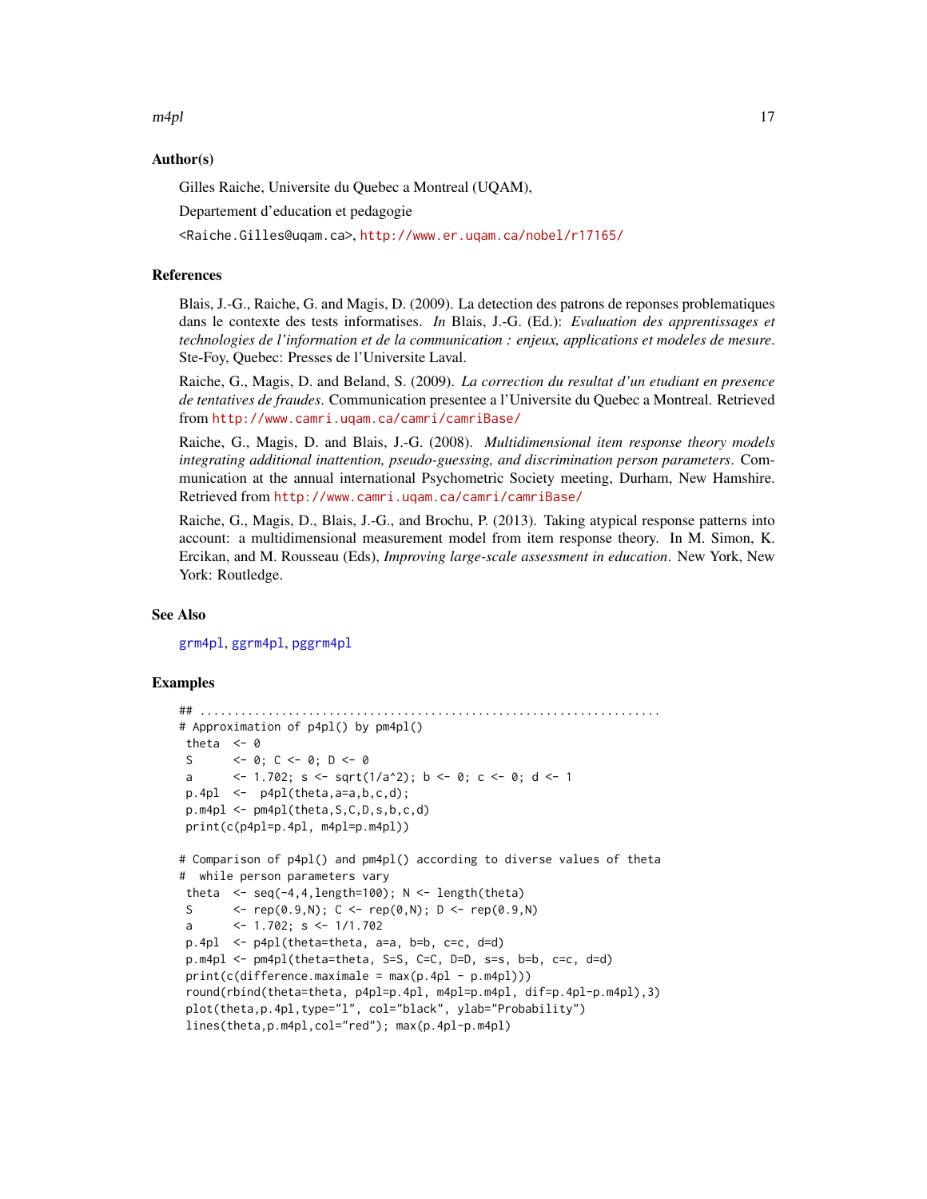### Author(s)

Gilles Raiche, Universite du Quebec a Montreal (UQAM),

Departement d'education et pedagogie

<Raiche.Gilles@uqam.ca>, http://www.er.uqam.ca/nobel/r17165/

### References

Blais, J.-G., Raiche, G. and Magis, D. (2009). La detection des patrons de reponses problematiques dans le contexte des tests informatises. *In* Blais, J.-G. (Ed.): *Evaluation des apprentissages et technologies de l'information et de la communication : enjeux, applications et modeles de mesure*. Ste-Foy, Quebec: Presses de l'Universite Laval.

Raiche, G., Magis, D. and Beland, S. (2009). *La correction du resultat d'un etudiant en presence de tentatives de fraudes*. Communication presentee a l'Universite du Quebec a Montreal. Retrieved from http://www.camri.uqam.ca/camri/camriBase/

Raiche, G., Magis, D. and Blais, J.-G. (2008). *Multidimensional item response theory models integrating additional inattention, pseudo-guessing, and discrimination person parameters*. Communication at the annual international Psychometric Society meeting, Durham, New Hamshire. Retrieved from http://www.camri.uqam.ca/camri/camriBase/

Raiche, G., Magis, D., Blais, J.-G., and Brochu, P. (2013). Taking atypical response patterns into account: a multidimensional measurement model from item response theory. In M. Simon, K. Ercikan, and M. Rousseau (Eds), *Improving large-scale assessment in education*. New York, New York: Routledge.

### See Also

grm4pl, ggrm4pl, pggrm4pl

### Examples

```
## ....................................................................
# Approximation of p4pl() by pm4pl()
 theta  <- 0
 S      <- 0; C <- 0; D <- 0
 a      <- 1.702; s <- sqrt(1/a^2); b <- 0; c <- 0; d <- 1
 p.4pl  <-  p4pl(theta,a=a,b,c,d);
 p.m4pl <- pm4pl(theta,S,C,D,s,b,c,d)
 print(c(p4pl=p.4pl, m4pl=p.m4pl))

# Comparison of p4pl() and pm4pl() according to diverse values of theta
#  while person parameters vary
 theta  <- seq(-4,4,length=100); N <- length(theta)
 S      <- rep(0.9,N); C <- rep(0,N); D <- rep(0.9,N)
 a      <- 1.702; s <- 1/1.702
 p.4pl  <- p4pl(theta=theta, a=a, b=b, c=c, d=d)
 p.m4pl <- pm4pl(theta=theta, S=S, C=C, D=D, s=s, b=b, c=c, d=d)
 print(c(difference.maximale = max(p.4pl - p.m4pl)))
 round(rbind(theta=theta, p4pl=p.4pl, m4pl=p.m4pl, dif=p.4pl-p.m4pl),3)
 plot(theta,p.4pl,type="l", col="black", ylab="Probability")
 lines(theta,p.m4pl,col="red"); max(p.4pl-p.m4pl)
```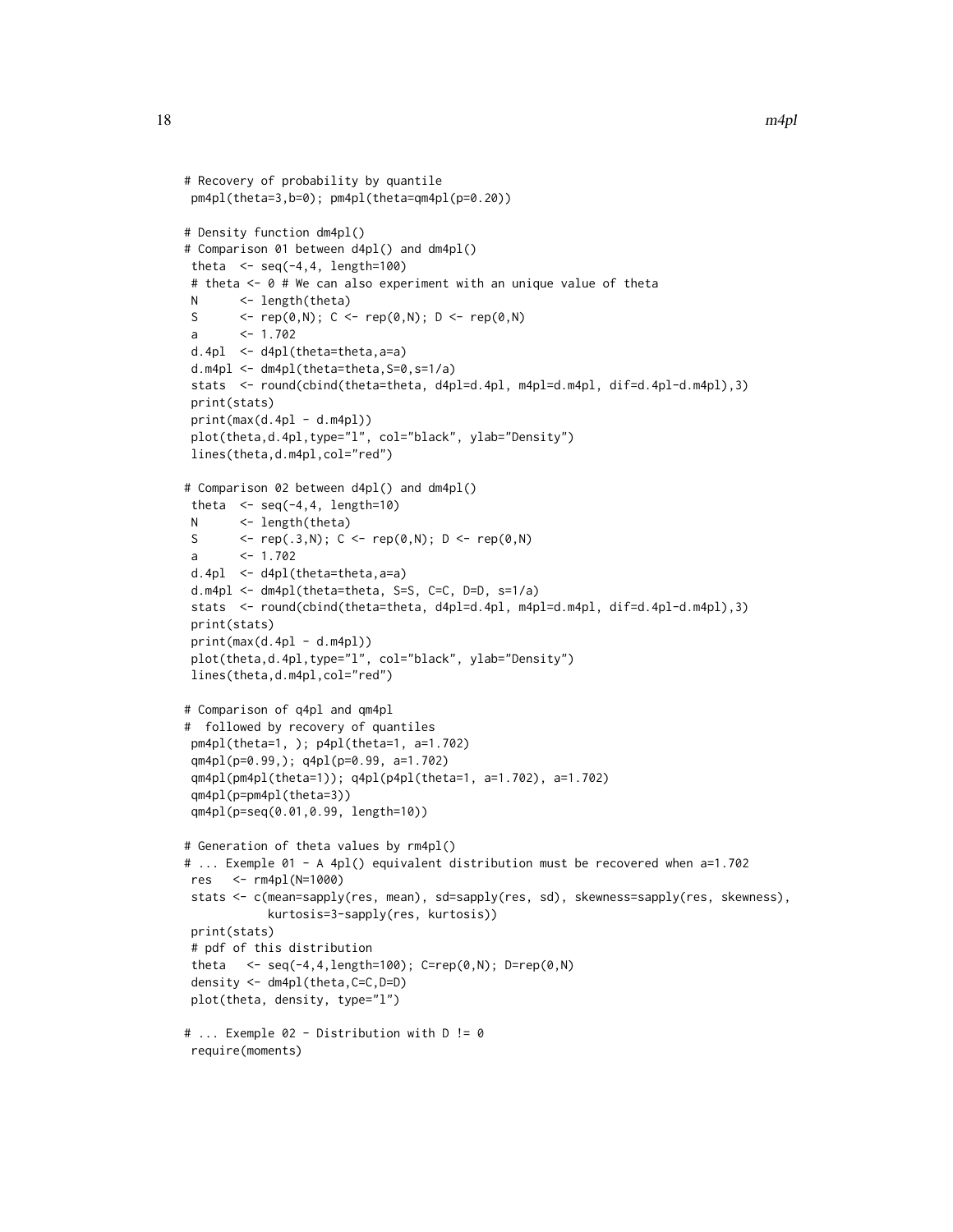```
# Recovery of probability by quantile
 pm4pl(theta=3,b=0); pm4pl(theta=qm4pl(p=0.20))

# Density function dm4pl()
# Comparison 01 between d4pl() and dm4pl()
 theta  <- seq(-4,4, length=100)
 # theta <- 0 # We can also experiment with an unique value of theta
 N      <- length(theta)
 S      <- rep(0,N); C <- rep(0,N); D <- rep(0,N)
 a      <- 1.702
 d.4pl  <- d4pl(theta=theta,a=a)
 d.m4pl <- dm4pl(theta=theta,S=0,s=1/a)
 stats  <- round(cbind(theta=theta, d4pl=d.4pl, m4pl=d.m4pl, dif=d.4pl-d.m4pl),3)
 print(stats)
 print(max(d.4pl - d.m4pl))
 plot(theta,d.4pl,type="l", col="black", ylab="Density")
 lines(theta,d.m4pl,col="red")

# Comparison 02 between d4pl() and dm4pl()
 theta  <- seq(-4,4, length=10)
 N      <- length(theta)
 S      <- rep(.3,N); C <- rep(0,N); D <- rep(0,N)
 a      <- 1.702
 d.4pl  <- d4pl(theta=theta,a=a)
 d.m4pl <- dm4pl(theta=theta, S=S, C=C, D=D, s=1/a)
 stats  <- round(cbind(theta=theta, d4pl=d.4pl, m4pl=d.m4pl, dif=d.4pl-d.m4pl),3)
 print(stats)
 print(max(d.4pl - d.m4pl))
 plot(theta,d.4pl,type="l", col="black", ylab="Density")
 lines(theta,d.m4pl,col="red")

# Comparison of q4pl and qm4pl
#  followed by recovery of quantiles
 pm4pl(theta=1, ); p4pl(theta=1, a=1.702)
 qm4pl(p=0.99,); q4pl(p=0.99, a=1.702)
 qm4pl(pm4pl(theta=1)); q4pl(p4pl(theta=1, a=1.702), a=1.702)
 qm4pl(p=pm4pl(theta=3))
 qm4pl(p=seq(0.01,0.99, length=10))

# Generation of theta values by rm4pl()
# ... Exemple 01 - A 4pl() equivalent distribution must be recovered when a=1.702
 res   <- rm4pl(N=1000)
 stats <- c(mean=sapply(res, mean), sd=sapply(res, sd), skewness=sapply(res, skewness),
           kurtosis=3-sapply(res, kurtosis))
 print(stats)
 # pdf of this distribution
 theta   <- seq(-4,4,length=100); C=rep(0,N); D=rep(0,N)
 density <- dm4pl(theta,C=C,D=D)
 plot(theta, density, type="l")

# ... Exemple 02 - Distribution with D != 0
 require(moments)
```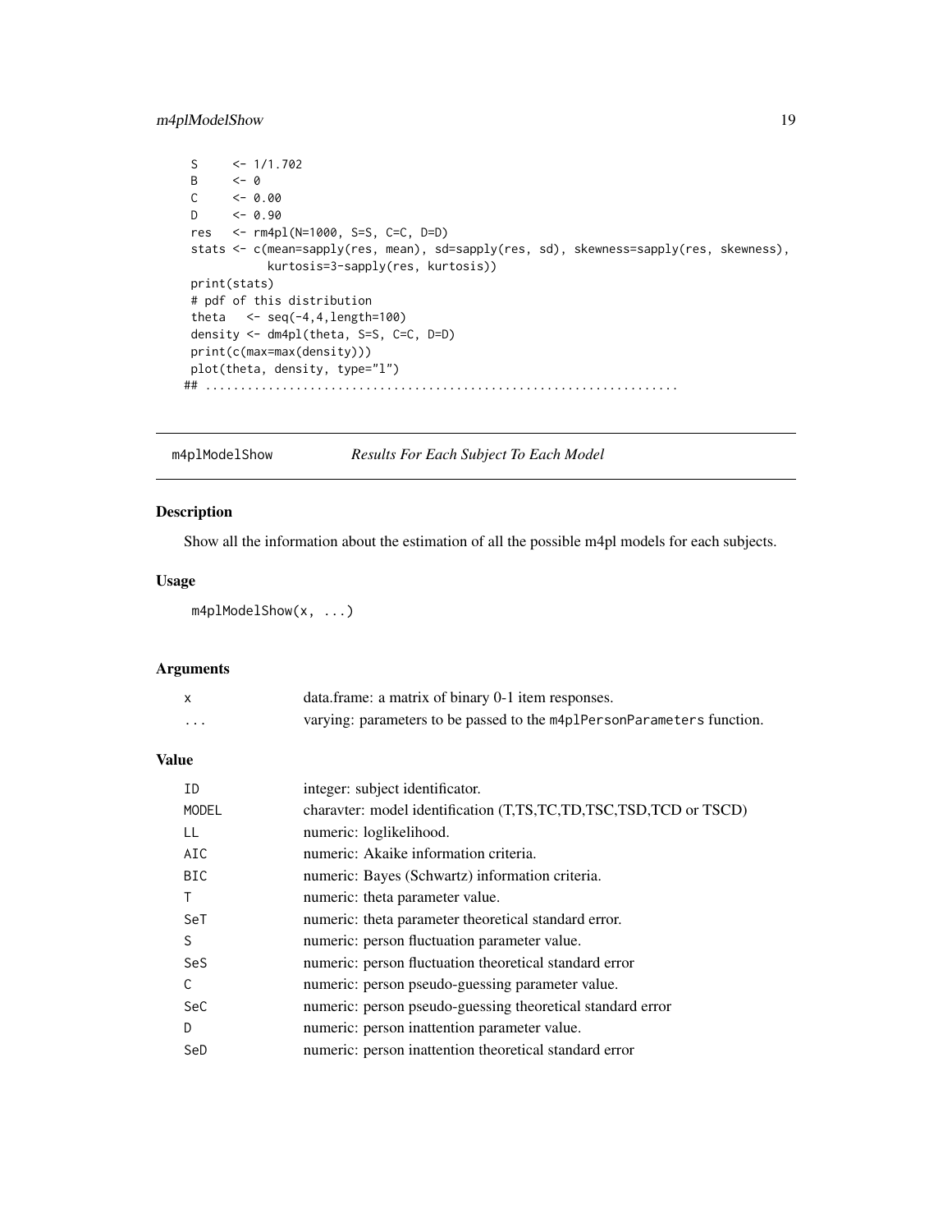```
S     <- 1/1.702
B     <- 0
C     <- 0.00
D     <- 0.90
res   <- rm4pl(N=1000, S=S, C=C, D=D)
stats <- c(mean=sapply(res, mean), sd=sapply(res, sd), skewness=sapply(res, skewness),
           kurtosis=3-sapply(res, kurtosis))
print(stats)
# pdf of this distribution
theta   <- seq(-4,4,length=100)
density <- dm4pl(theta, S=S, C=C, D=D)
print(c(max=max(density)))
plot(theta, density, type="l")
## ..................................................................
```

---

## m4plModelShow — *Results For Each Subject To Each Model*

### Description

Show all the information about the estimation of all the possible m4pl models for each subjects.

### Usage

```
m4plModelShow(x, ...)
```

### Arguments

| | |
|---|---|
| `x` | data.frame: a matrix of binary 0-1 item responses. |
| `...` | varying: parameters to be passed to the `m4plPersonParameters` function. |

### Value

| | |
|---|---|
| `ID` | integer: subject identificator. |
| `MODEL` | charavter: model identification (T,TS,TC,TD,TSC,TSD,TCD or TSCD) |
| `LL` | numeric: loglikelihood. |
| `AIC` | numeric: Akaike information criteria. |
| `BIC` | numeric: Bayes (Schwartz) information criteria. |
| `T` | numeric: theta parameter value. |
| `SeT` | numeric: theta parameter theoretical standard error. |
| `S` | numeric: person fluctuation parameter value. |
| `SeS` | numeric: person fluctuation theoretical standard error |
| `C` | numeric: person pseudo-guessing parameter value. |
| `SeC` | numeric: person pseudo-guessing theoretical standard error |
| `D` | numeric: person inattention parameter value. |
| `SeD` | numeric: person inattention theoretical standard error |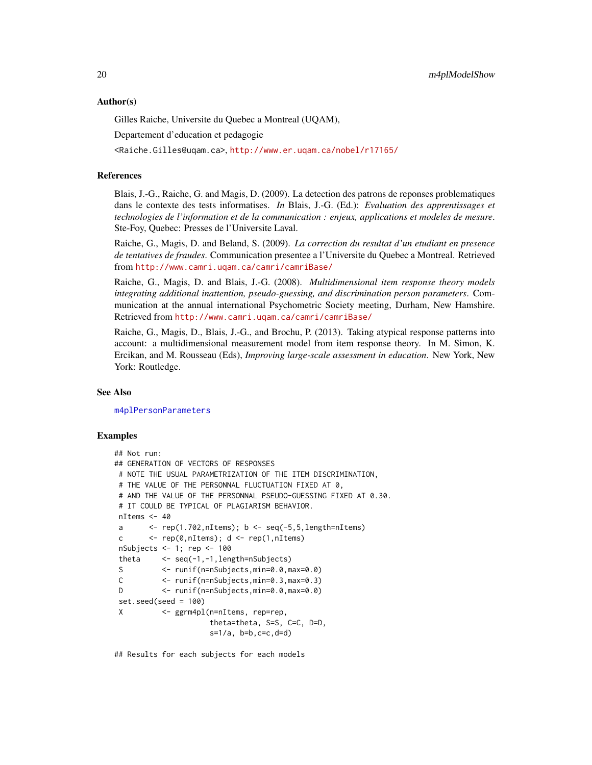### Author(s)

Gilles Raiche, Universite du Quebec a Montreal (UQAM),

Departement d'education et pedagogie

<Raiche.Gilles@uqam.ca>, http://www.er.uqam.ca/nobel/r17165/

### References

Blais, J.-G., Raiche, G. and Magis, D. (2009). La detection des patrons de reponses problematiques dans le contexte des tests informatises. *In* Blais, J.-G. (Ed.): *Evaluation des apprentissages et technologies de l'information et de la communication : enjeux, applications et modeles de mesure*. Ste-Foy, Quebec: Presses de l'Universite Laval.

Raiche, G., Magis, D. and Beland, S. (2009). *La correction du resultat d'un etudiant en presence de tentatives de fraudes*. Communication presentee a l'Universite du Quebec a Montreal. Retrieved from http://www.camri.uqam.ca/camri/camriBase/

Raiche, G., Magis, D. and Blais, J.-G. (2008). *Multidimensional item response theory models integrating additional inattention, pseudo-guessing, and discrimination person parameters*. Communication at the annual international Psychometric Society meeting, Durham, New Hamshire. Retrieved from http://www.camri.uqam.ca/camri/camriBase/

Raiche, G., Magis, D., Blais, J.-G., and Brochu, P. (2013). Taking atypical response patterns into account: a multidimensional measurement model from item response theory. In M. Simon, K. Ercikan, and M. Rousseau (Eds), *Improving large-scale assessment in education*. New York, New York: Routledge.

### See Also

m4plPersonParameters

### Examples

```
## Not run:
## GENERATION OF VECTORS OF RESPONSES
 # NOTE THE USUAL PARAMETRIZATION OF THE ITEM DISCRIMINATION,
 # THE VALUE OF THE PERSONNAL FLUCTUATION FIXED AT 0,
 # AND THE VALUE OF THE PERSONNAL PSEUDO-GUESSING FIXED AT 0.30.
 # IT COULD BE TYPICAL OF PLAGIARISM BEHAVIOR.
 nItems <- 40
 a      <- rep(1.702,nItems); b <- seq(-5,5,length=nItems)
 c      <- rep(0,nItems); d <- rep(1,nItems)
 nSubjects <- 1; rep <- 100
 theta     <- seq(-1,-1,length=nSubjects)
 S         <- runif(n=nSubjects,min=0.0,max=0.0)
 C         <- runif(n=nSubjects,min=0.3,max=0.3)
 D         <- runif(n=nSubjects,min=0.0,max=0.0)
 set.seed(seed = 100)
 X         <- ggrm4pl(n=nItems, rep=rep,
                      theta=theta, S=S, C=C, D=D,
                      s=1/a, b=b,c=c,d=d)

## Results for each subjects for each models
```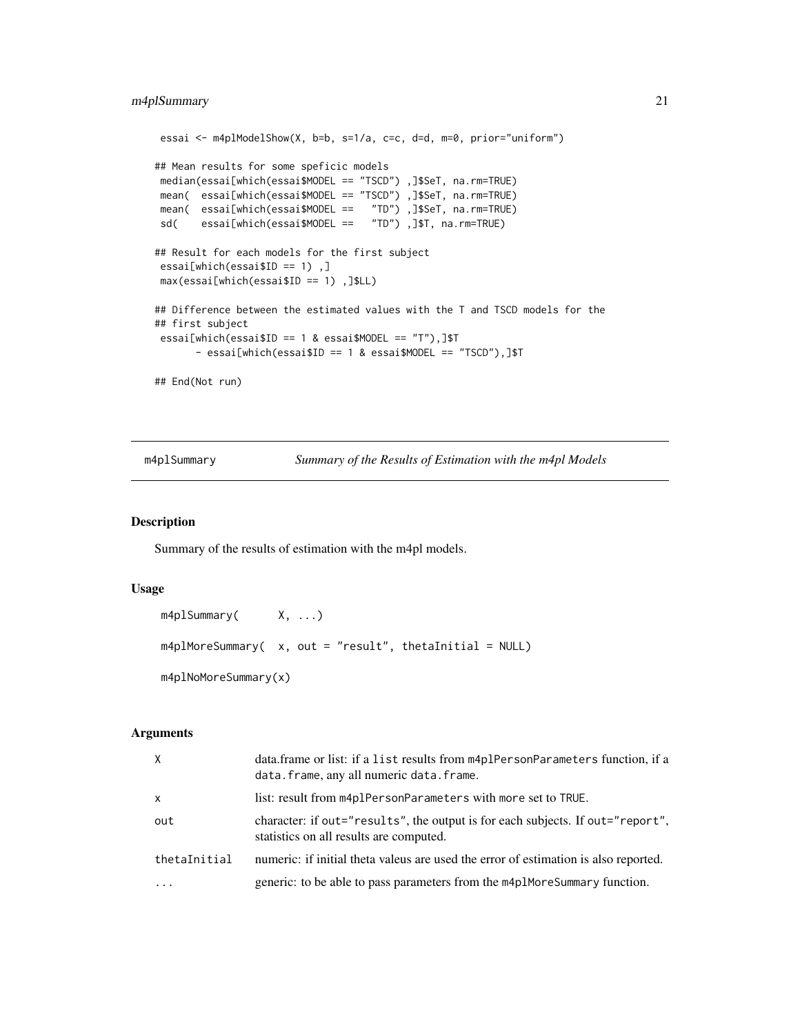```
 essai <- m4plModelShow(X, b=b, s=1/a, c=c, d=d, m=0, prior="uniform")

## Mean results for some speficic models
 median(essai[which(essai$MODEL == "TSCD") ,]$SeT, na.rm=TRUE)
 mean(  essai[which(essai$MODEL == "TSCD") ,]$SeT, na.rm=TRUE)
 mean(  essai[which(essai$MODEL ==   "TD") ,]$SeT, na.rm=TRUE)
 sd(    essai[which(essai$MODEL ==   "TD") ,]$T, na.rm=TRUE)

## Result for each models for the first subject
 essai[which(essai$ID == 1) ,]
 max(essai[which(essai$ID == 1) ,]$LL)

## Difference between the estimated values with the T and TSCD models for the
## first subject
 essai[which(essai$ID == 1 & essai$MODEL == "T"),]$T
       - essai[which(essai$ID == 1 & essai$MODEL == "TSCD"),]$T

## End(Not run)
```

---

m4plSummary — *Summary of the Results of Estimation with the m4pl Models*

## Description

Summary of the results of estimation with the m4pl models.

## Usage

```
m4plSummary(      X, ...)

m4plMoreSummary(  x, out = "result", thetaInitial = NULL)

m4plNoMoreSummary(x)
```

## Arguments

| | |
|---|---|
| X | data.frame or list: if a list results from m4plPersonParameters function, if a data.frame, any all numeric data.frame. |
| x | list: result from m4plPersonParameters with more set to TRUE. |
| out | character: if out="results", the output is for each subjects. If out="report", statistics on all results are computed. |
| thetaInitial | numeric: if initial theta valeus are used the error of estimation is also reported. |
| ... | generic: to be able to pass parameters from the m4plMoreSummary function. |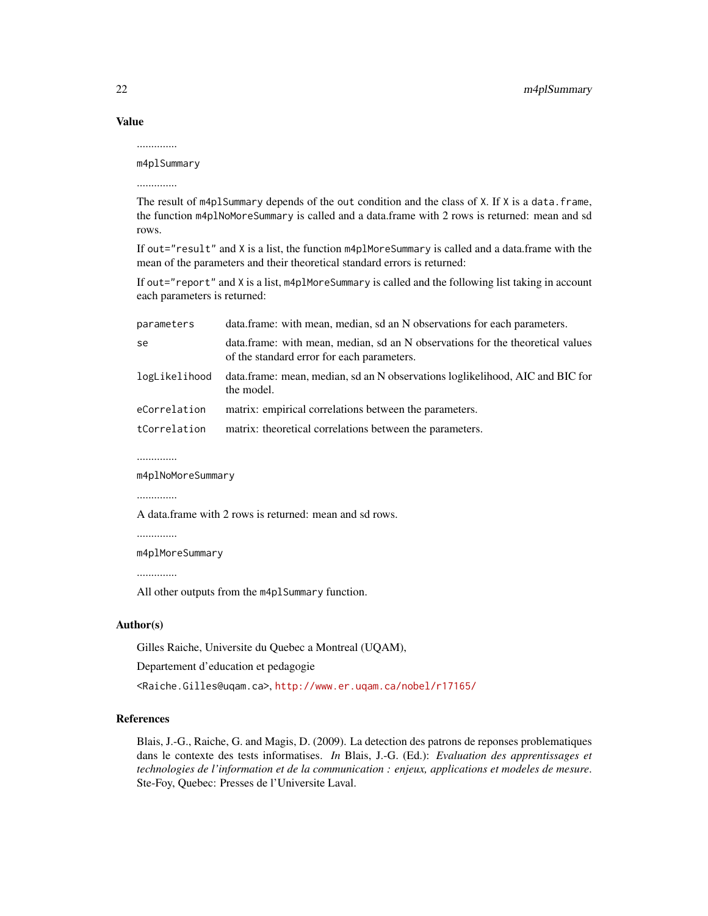### Value

..............

`m4plSummary`

..............

The result of `m4plSummary` depends of the `out` condition and the class of `X`. If `X` is a `data.frame`, the function `m4plNoMoreSummary` is called and a data.frame with 2 rows is returned: mean and sd rows.

If `out="result"` and `X` is a list, the function `m4plMoreSummary` is called and a data.frame with the mean of the parameters and their theoretical standard errors is returned:

If `out="report"` and `X` is a list, `m4plMoreSummary` is called and the following list taking in account each parameters is returned:

| | |
|---|---|
| `parameters` | data.frame: with mean, median, sd an N observations for each parameters. |
| `se` | data.frame: with mean, median, sd an N observations for the theoretical values of the standard error for each parameters. |
| `logLikelihood` | data.frame: mean, median, sd an N observations loglikelihood, AIC and BIC for the model. |
| `eCorrelation` | matrix: empirical correlations between the parameters. |
| `tCorrelation` | matrix: theoretical correlations between the parameters. |

..............

`m4plNoMoreSummary`

..............

A data.frame with 2 rows is returned: mean and sd rows.

..............

`m4plMoreSummary`

..............

All other outputs from the `m4plSummary` function.

### Author(s)

Gilles Raiche, Universite du Quebec a Montreal (UQAM),

Departement d'education et pedagogie

<Raiche.Gilles@uqam.ca>, http://www.er.uqam.ca/nobel/r17165/

### References

Blais, J.-G., Raiche, G. and Magis, D. (2009). La detection des patrons de reponses problematiques dans le contexte des tests informatises. *In* Blais, J.-G. (Ed.): *Evaluation des apprentissages et technologies de l'information et de la communication : enjeux, applications et modeles de mesure*. Ste-Foy, Quebec: Presses de l'Universite Laval.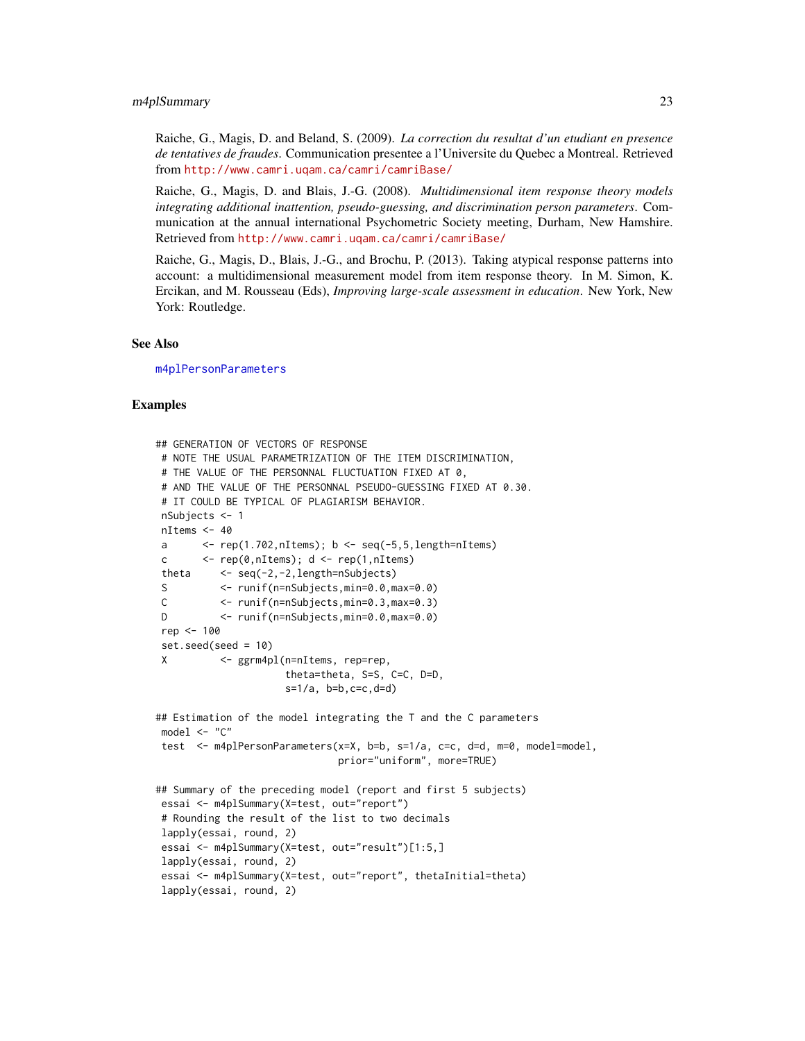Raiche, G., Magis, D. and Beland, S. (2009). *La correction du resultat d'un etudiant en presence de tentatives de fraudes*. Communication presentee a l'Universite du Quebec a Montreal. Retrieved from http://www.camri.uqam.ca/camri/camriBase/

Raiche, G., Magis, D. and Blais, J.-G. (2008). *Multidimensional item response theory models integrating additional inattention, pseudo-guessing, and discrimination person parameters*. Communication at the annual international Psychometric Society meeting, Durham, New Hamshire. Retrieved from http://www.camri.uqam.ca/camri/camriBase/

Raiche, G., Magis, D., Blais, J.-G., and Brochu, P. (2013). Taking atypical response patterns into account: a multidimensional measurement model from item response theory. In M. Simon, K. Ercikan, and M. Rousseau (Eds), *Improving large-scale assessment in education*. New York, New York: Routledge.

## See Also

m4plPersonParameters

## Examples

```
## GENERATION OF VECTORS OF RESPONSE
 # NOTE THE USUAL PARAMETRIZATION OF THE ITEM DISCRIMINATION,
 # THE VALUE OF THE PERSONNAL FLUCTUATION FIXED AT 0,
 # AND THE VALUE OF THE PERSONNAL PSEUDO-GUESSING FIXED AT 0.30.
 # IT COULD BE TYPICAL OF PLAGIARISM BEHAVIOR.
 nSubjects <- 1
 nItems <- 40
 a      <- rep(1.702,nItems); b <- seq(-5,5,length=nItems)
 c      <- rep(0,nItems); d <- rep(1,nItems)
 theta     <- seq(-2,-2,length=nSubjects)
 S         <- runif(n=nSubjects,min=0.0,max=0.0)
 C         <- runif(n=nSubjects,min=0.3,max=0.3)
 D         <- runif(n=nSubjects,min=0.0,max=0.0)
 rep <- 100
 set.seed(seed = 10)
 X         <- ggrm4pl(n=nItems, rep=rep,
                      theta=theta, S=S, C=C, D=D,
                      s=1/a, b=b,c=c,d=d)

## Estimation of the model integrating the T and the C parameters
 model <- "C"
 test  <- m4plPersonParameters(x=X, b=b, s=1/a, c=c, d=d, m=0, model=model,
                               prior="uniform", more=TRUE)

## Summary of the preceding model (report and first 5 subjects)
 essai <- m4plSummary(X=test, out="report")
 # Rounding the result of the list to two decimals
 lapply(essai, round, 2)
 essai <- m4plSummary(X=test, out="result")[1:5,]
 lapply(essai, round, 2)
 essai <- m4plSummary(X=test, out="report", thetaInitial=theta)
 lapply(essai, round, 2)
```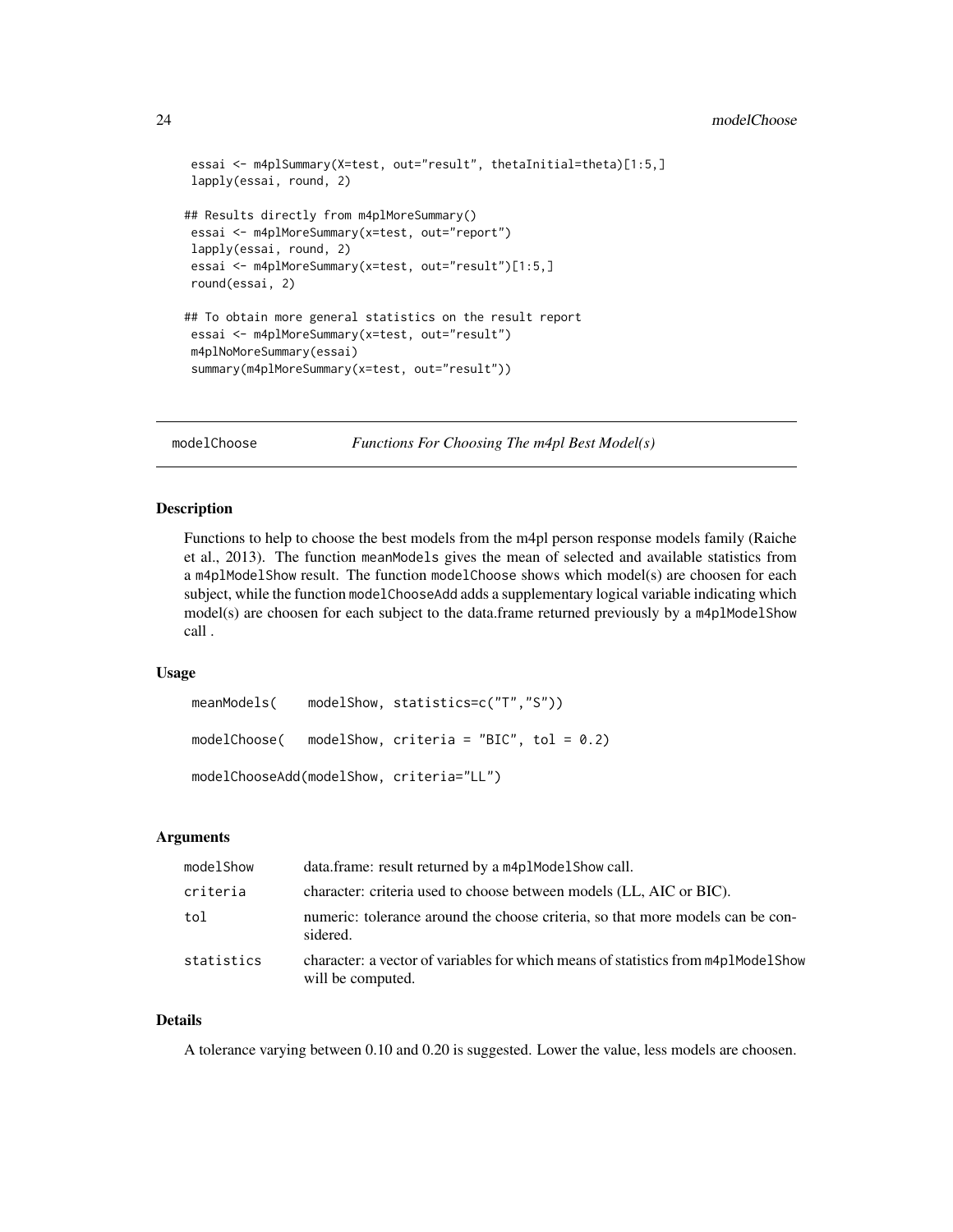```
 essai <- m4plSummary(X=test, out="result", thetaInitial=theta)[1:5,]
 lapply(essai, round, 2)

## Results directly from m4plMoreSummary()
 essai <- m4plMoreSummary(x=test, out="report")
 lapply(essai, round, 2)
 essai <- m4plMoreSummary(x=test, out="result")[1:5,]
 round(essai, 2)

## To obtain more general statistics on the result report
 essai <- m4plMoreSummary(x=test, out="result")
 m4plNoMoreSummary(essai)
 summary(m4plMoreSummary(x=test, out="result"))
```

## modelChoose — *Functions For Choosing The m4pl Best Model(s)*

### Description

Functions to help to choose the best models from the m4pl person response models family (Raiche et al., 2013). The function `meanModels` gives the mean of selected and available statistics from a `m4plModelShow` result. The function `modelChoose` shows which model(s) are choosen for each subject, while the function `modelChooseAdd` adds a supplementary logical variable indicating which model(s) are choosen for each subject to the data.frame returned previously by a `m4plModelShow` call .

### Usage

```
 meanModels(    modelShow, statistics=c("T","S"))

 modelChoose(   modelShow, criteria = "BIC", tol = 0.2)

 modelChooseAdd(modelShow, criteria="LL")
```

### Arguments

| | |
|---|---|
| `modelShow` | data.frame: result returned by a `m4plModelShow` call. |
| `criteria` | character: criteria used to choose between models (LL, AIC or BIC). |
| `tol` | numeric: tolerance around the choose criteria, so that more models can be considered. |
| `statistics` | character: a vector of variables for which means of statistics from `m4plModelShow` will be computed. |

### Details

A tolerance varying between 0.10 and 0.20 is suggested. Lower the value, less models are choosen.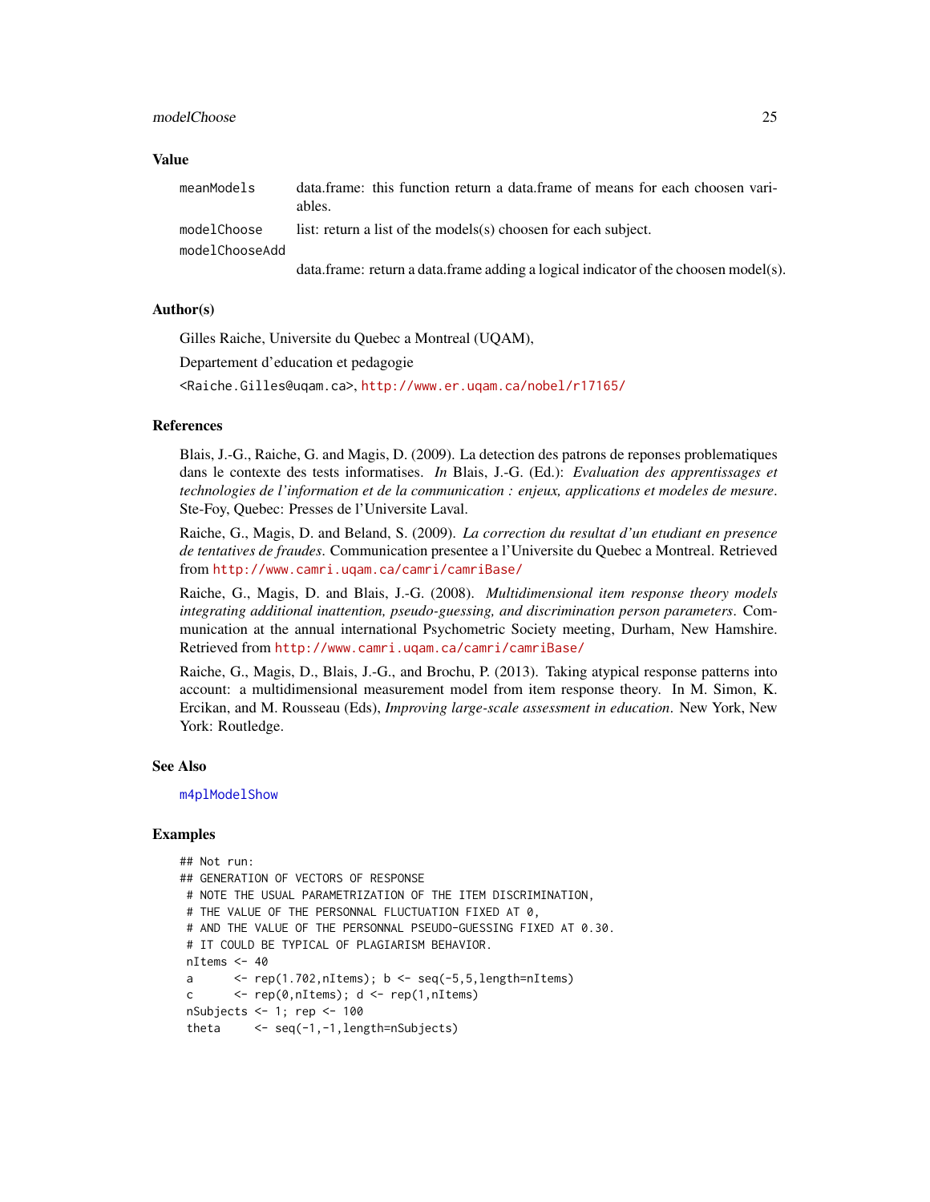## Value

| | |
|---|---|
| meanModels | data.frame: this function return a data.frame of means for each choosen variables. |
| modelChoose | list: return a list of the models(s) choosen for each subject. |
| modelChooseAdd | data.frame: return a data.frame adding a logical indicator of the choosen model(s). |

## Author(s)

Gilles Raiche, Universite du Quebec a Montreal (UQAM),

Departement d'education et pedagogie

<Raiche.Gilles@uqam.ca>, http://www.er.uqam.ca/nobel/r17165/

## References

Blais, J.-G., Raiche, G. and Magis, D. (2009). La detection des patrons de reponses problematiques dans le contexte des tests informatises. *In* Blais, J.-G. (Ed.): *Evaluation des apprentissages et technologies de l'information et de la communication : enjeux, applications et modeles de mesure*. Ste-Foy, Quebec: Presses de l'Universite Laval.

Raiche, G., Magis, D. and Beland, S. (2009). *La correction du resultat d'un etudiant en presence de tentatives de fraudes*. Communication presentee a l'Universite du Quebec a Montreal. Retrieved from http://www.camri.uqam.ca/camri/camriBase/

Raiche, G., Magis, D. and Blais, J.-G. (2008). *Multidimensional item response theory models integrating additional inattention, pseudo-guessing, and discrimination person parameters*. Communication at the annual international Psychometric Society meeting, Durham, New Hamshire. Retrieved from http://www.camri.uqam.ca/camri/camriBase/

Raiche, G., Magis, D., Blais, J.-G., and Brochu, P. (2013). Taking atypical response patterns into account: a multidimensional measurement model from item response theory. In M. Simon, K. Ercikan, and M. Rousseau (Eds), *Improving large-scale assessment in education*. New York, New York: Routledge.

## See Also

m4plModelShow

## Examples

```
## Not run:
## GENERATION OF VECTORS OF RESPONSE
 # NOTE THE USUAL PARAMETRIZATION OF THE ITEM DISCRIMINATION,
 # THE VALUE OF THE PERSONNAL FLUCTUATION FIXED AT 0,
 # AND THE VALUE OF THE PERSONNAL PSEUDO-GUESSING FIXED AT 0.30.
 # IT COULD BE TYPICAL OF PLAGIARISM BEHAVIOR.
 nItems <- 40
 a      <- rep(1.702,nItems); b <- seq(-5,5,length=nItems)
 c      <- rep(0,nItems); d <- rep(1,nItems)
 nSubjects <- 1; rep <- 100
 theta     <- seq(-1,-1,length=nSubjects)
```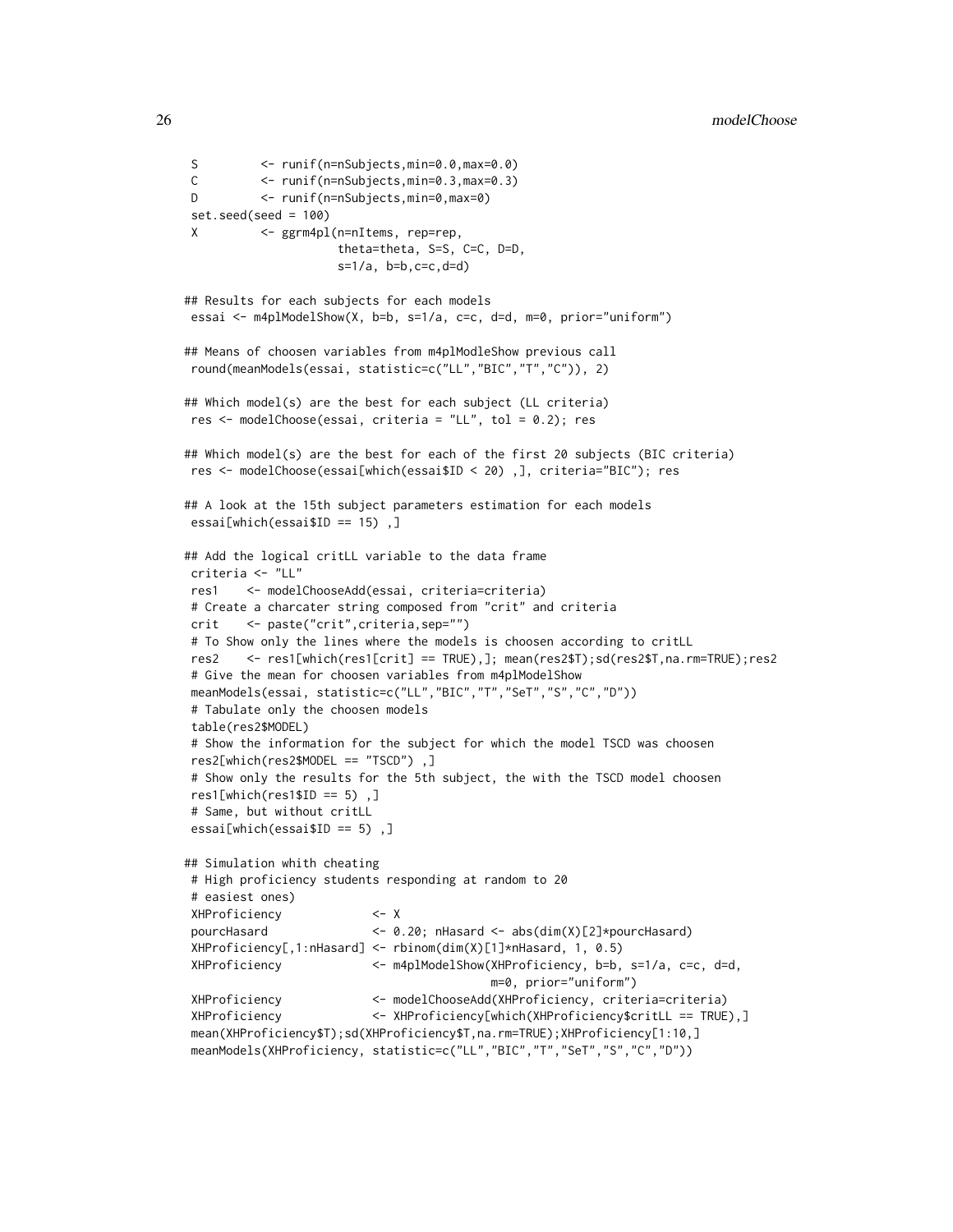```
 S         <- runif(n=nSubjects,min=0.0,max=0.0)
 C         <- runif(n=nSubjects,min=0.3,max=0.3)
 D         <- runif(n=nSubjects,min=0,max=0)
 set.seed(seed = 100)
 X         <- ggrm4pl(n=nItems, rep=rep,
                      theta=theta, S=S, C=C, D=D,
                      s=1/a, b=b,c=c,d=d)

## Results for each subjects for each models
 essai <- m4plModelShow(X, b=b, s=1/a, c=c, d=d, m=0, prior="uniform")

## Means of choosen variables from m4plModleShow previous call
 round(meanModels(essai, statistic=c("LL","BIC","T","C")), 2)

## Which model(s) are the best for each subject (LL criteria)
 res <- modelChoose(essai, criteria = "LL", tol = 0.2); res

## Which model(s) are the best for each of the first 20 subjects (BIC criteria)
 res <- modelChoose(essai[which(essai$ID < 20) ,], criteria="BIC"); res

## A look at the 15th subject parameters estimation for each models
 essai[which(essai$ID == 15) ,]

## Add the logical critLL variable to the data frame
 criteria <- "LL"
 res1    <- modelChooseAdd(essai, criteria=criteria)
 # Create a charcater string composed from "crit" and criteria
 crit    <- paste("crit",criteria,sep="")
 # To Show only the lines where the models is choosen according to critLL
 res2    <- res1[which(res1[crit] == TRUE),]; mean(res2$T);sd(res2$T,na.rm=TRUE);res2
 # Give the mean for choosen variables from m4plModelShow
 meanModels(essai, statistic=c("LL","BIC","T","SeT","S","C","D"))
 # Tabulate only the choosen models
 table(res2$MODEL)
 # Show the information for the subject for which the model TSCD was choosen
 res2[which(res2$MODEL == "TSCD") ,]
 # Show only the results for the 5th subject, the with the TSCD model choosen
 res1[which(res1$ID == 5) ,]
 # Same, but without critLL
 essai[which(essai$ID == 5) ,]

## Simulation whith cheating
 # High proficiency students responding at random to 20
 # easiest ones)
 XHProficiency             <- X
 pourcHasard               <- 0.20; nHasard <- abs(dim(X)[2]*pourcHasard)
 XHProficiency[,1:nHasard] <- rbinom(dim(X)[1]*nHasard, 1, 0.5)
 XHProficiency             <- m4plModelShow(XHProficiency, b=b, s=1/a, c=c, d=d,
                                            m=0, prior="uniform")
 XHProficiency             <- modelChooseAdd(XHProficiency, criteria=criteria)
 XHProficiency             <- XHProficiency[which(XHProficiency$critLL == TRUE),]
 mean(XHProficiency$T);sd(XHProficiency$T,na.rm=TRUE);XHProficiency[1:10,]
 meanModels(XHProficiency, statistic=c("LL","BIC","T","SeT","S","C","D"))
```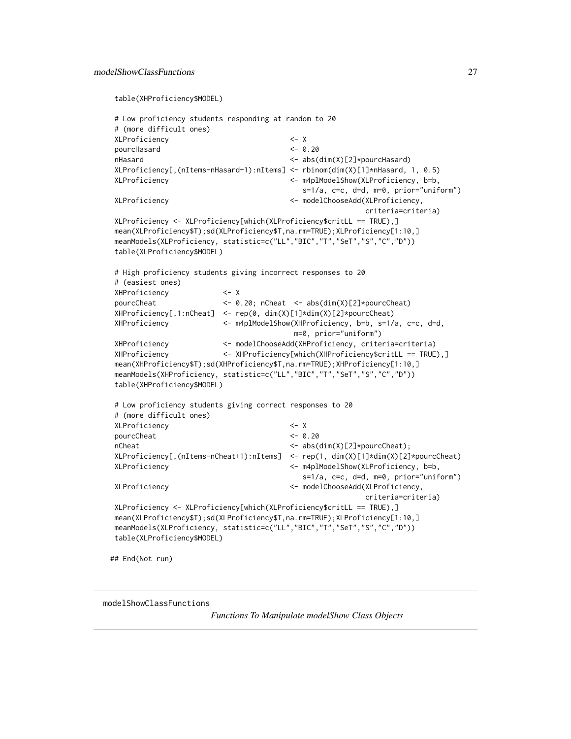```
table(XHProficiency$MODEL)

# Low proficiency students responding at random to 20
# (more difficult ones)
XLProficiency                            <- X
pourcHasard                              <- 0.20
nHasard                                  <- abs(dim(X)[2]*pourcHasard)
XLProficiency[,(nItems-nHasard+1):nItems] <- rbinom(dim(X)[1]*nHasard, 1, 0.5)
XLProficiency                            <- m4plModelShow(XLProficiency, b=b,
                                            s=1/a, c=c, d=d, m=0, prior="uniform")
XLProficiency                            <- modelChooseAdd(XLProficiency,
                                                      criteria=criteria)
XLProficiency <- XLProficiency[which(XLProficiency$critLL == TRUE),]
mean(XLProficiency$T);sd(XLProficiency$T,na.rm=TRUE);XLProficiency[1:10,]
meanModels(XLProficiency, statistic=c("LL","BIC","T","SeT","S","C","D"))
table(XLProficiency$MODEL)

# High proficiency students giving incorrect responses to 20
# (easiest ones)
XHProficiency            <- X
pourcCheat               <- 0.20; nCheat  <- abs(dim(X)[2]*pourcCheat)
XHProficiency[,1:nCheat]  <- rep(0, dim(X)[1]*dim(X)[2]*pourcCheat)
XHProficiency            <- m4plModelShow(XHProficiency, b=b, s=1/a, c=c, d=d,
                                          m=0, prior="uniform")
XHProficiency            <- modelChooseAdd(XHProficiency, criteria=criteria)
XHProficiency            <- XHProficiency[which(XHProficiency$critLL == TRUE),]
mean(XHProficiency$T);sd(XHProficiency$T,na.rm=TRUE);XHProficiency[1:10,]
meanModels(XHProficiency, statistic=c("LL","BIC","T","SeT","S","C","D"))
table(XHProficiency$MODEL)

# Low proficiency students giving correct responses to 20
# (more difficult ones)
XLProficiency                            <- X
pourcCheat                               <- 0.20
nCheat                                   <- abs(dim(X)[2]*pourcCheat);
XLProficiency[,(nItems-nCheat+1):nItems]  <- rep(1, dim(X)[1]*dim(X)[2]*pourcCheat)
XLProficiency                            <- m4plModelShow(XLProficiency, b=b,
                                            s=1/a, c=c, d=d, m=0, prior="uniform")
XLProficiency                            <- modelChooseAdd(XLProficiency,
                                                      criteria=criteria)
XLProficiency <- XLProficiency[which(XLProficiency$critLL == TRUE),]
mean(XLProficiency$T);sd(XLProficiency$T,na.rm=TRUE);XLProficiency[1:10,]
meanModels(XLProficiency, statistic=c("LL","BIC","T","SeT","S","C","D"))
table(XLProficiency$MODEL)

## End(Not run)
```

## modelShowClassFunctions

*Functions To Manipulate modelShow Class Objects*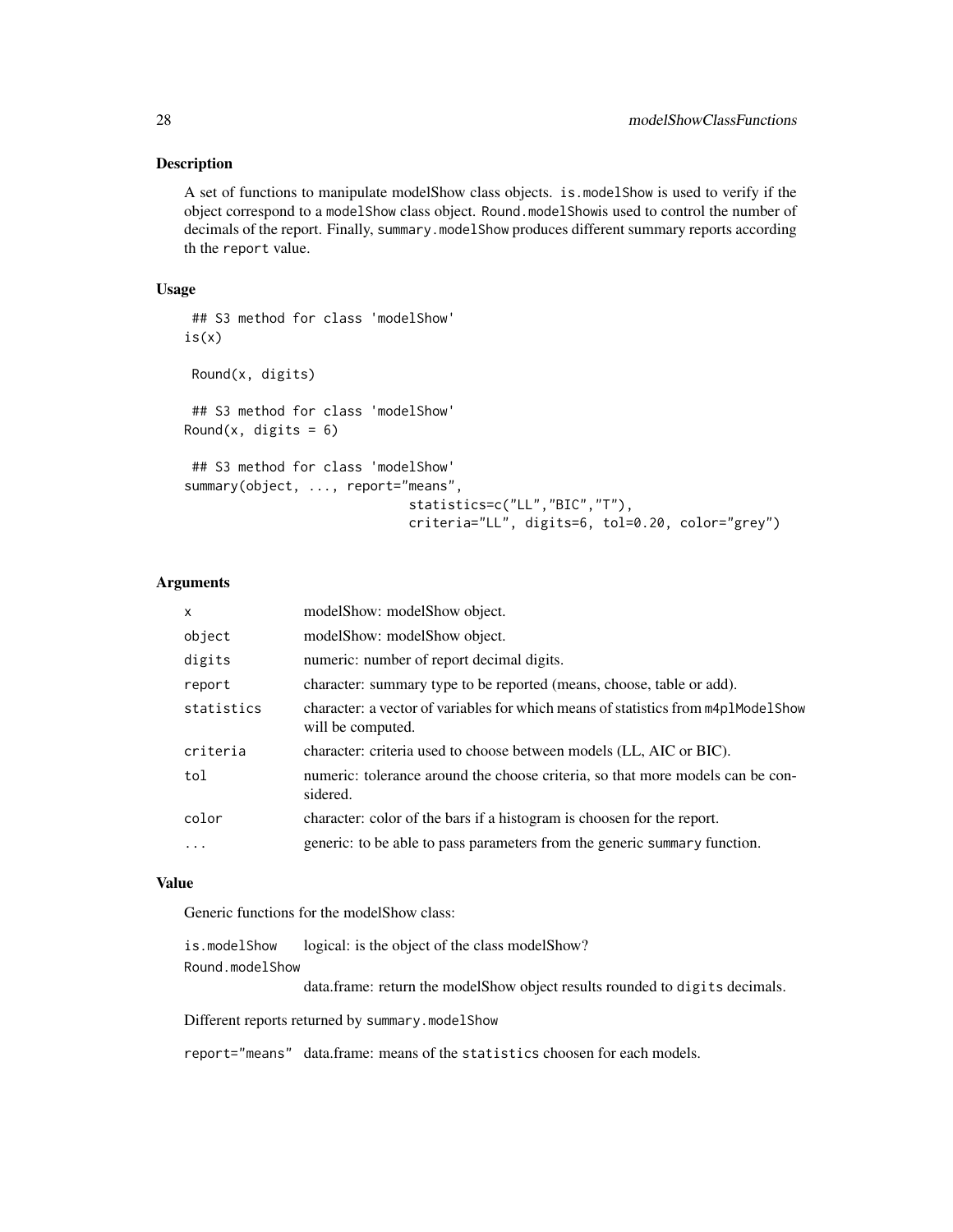## Description

A set of functions to manipulate modelShow class objects. `is.modelShow` is used to verify if the object correspond to a `modelShow` class object. `Round.modelShow`is used to control the number of decimals of the report. Finally, `summary.modelShow` produces different summary reports according th the `report` value.

## Usage

```
 ## S3 method for class 'modelShow'
is(x)

 Round(x, digits)

 ## S3 method for class 'modelShow'
Round(x, digits = 6)

 ## S3 method for class 'modelShow'
summary(object, ..., report="means",
                              statistics=c("LL","BIC","T"),
                              criteria="LL", digits=6, tol=0.20, color="grey")
```

## Arguments

| | |
|---|---|
| `x` | modelShow: modelShow object. |
| `object` | modelShow: modelShow object. |
| `digits` | numeric: number of report decimal digits. |
| `report` | character: summary type to be reported (means, choose, table or add). |
| `statistics` | character: a vector of variables for which means of statistics from `m4plModelShow` will be computed. |
| `criteria` | character: criteria used to choose between models (LL, AIC or BIC). |
| `tol` | numeric: tolerance around the choose criteria, so that more models can be considered. |
| `color` | character: color of the bars if a histogram is choosen for the report. |
| `...` | generic: to be able to pass parameters from the generic `summary` function. |

## Value

Generic functions for the modelShow class:

| | |
|---|---|
| `is.modelShow` | logical: is the object of the class modelShow? |
| `Round.modelShow` | data.frame: return the modelShow object results rounded to `digits` decimals. |

Different reports returned by `summary.modelShow`

| | |
|---|---|
| `report="means"` | data.frame: means of the `statistics` choosen for each models. |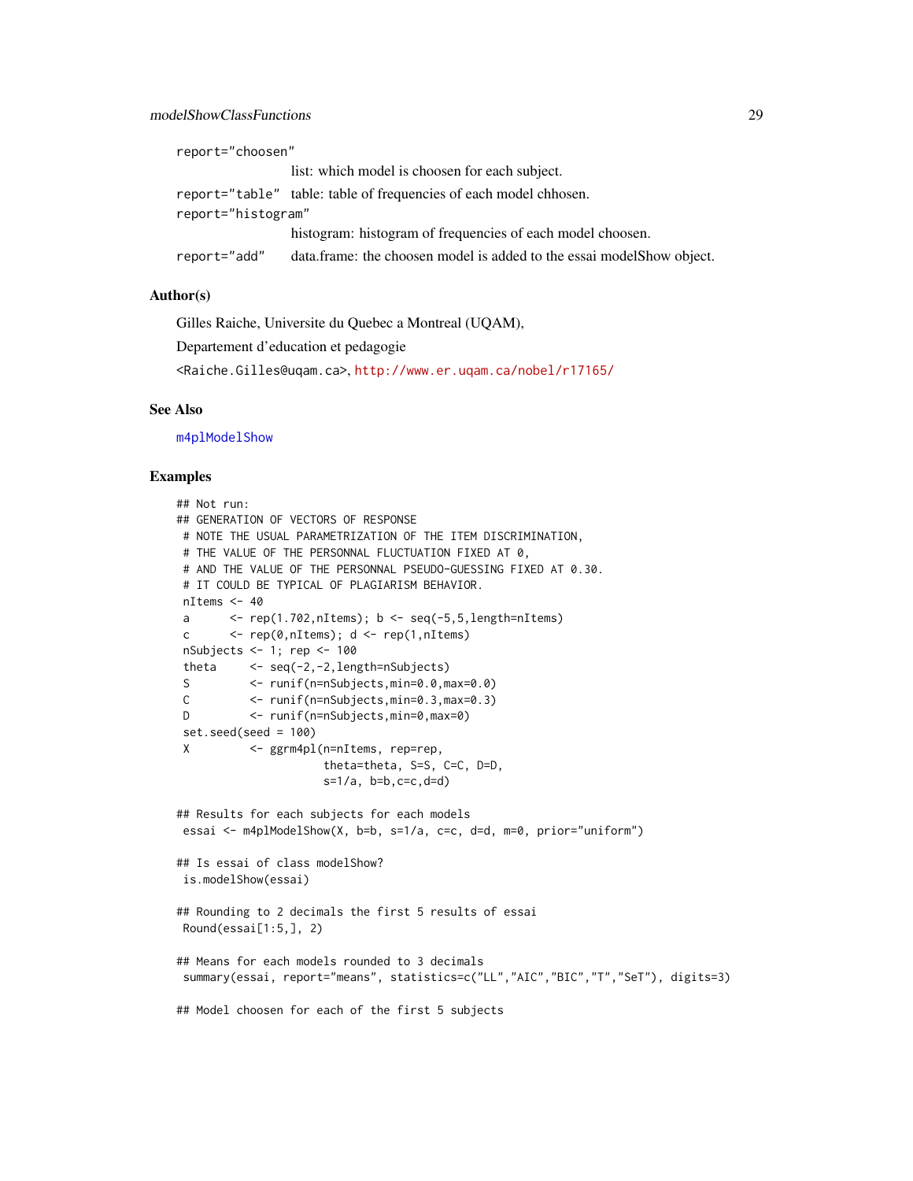report="choosen"
: list: which model is choosen for each subject.

report="table"
: table: table of frequencies of each model chhosen.

report="histogram"
: histogram: histogram of frequencies of each model choosen.

report="add"
: data.frame: the choosen model is added to the essai modelShow object.

## Author(s)

Gilles Raiche, Universite du Quebec a Montreal (UQAM),

Departement d'education et pedagogie

<Raiche.Gilles@uqam.ca>, http://www.er.uqam.ca/nobel/r17165/

## See Also

m4plModelShow

## Examples

```
## Not run:
## GENERATION OF VECTORS OF RESPONSE
 # NOTE THE USUAL PARAMETRIZATION OF THE ITEM DISCRIMINATION,
 # THE VALUE OF THE PERSONNAL FLUCTUATION FIXED AT 0,
 # AND THE VALUE OF THE PERSONNAL PSEUDO-GUESSING FIXED AT 0.30.
 # IT COULD BE TYPICAL OF PLAGIARISM BEHAVIOR.
 nItems <- 40
 a      <- rep(1.702,nItems); b <- seq(-5,5,length=nItems)
 c      <- rep(0,nItems); d <- rep(1,nItems)
 nSubjects <- 1; rep <- 100
 theta     <- seq(-2,-2,length=nSubjects)
 S         <- runif(n=nSubjects,min=0.0,max=0.0)
 C         <- runif(n=nSubjects,min=0.3,max=0.3)
 D         <- runif(n=nSubjects,min=0,max=0)
 set.seed(seed = 100)
 X         <- ggrm4pl(n=nItems, rep=rep,
                      theta=theta, S=S, C=C, D=D,
                      s=1/a, b=b,c=c,d=d)

## Results for each subjects for each models
 essai <- m4plModelShow(X, b=b, s=1/a, c=c, d=d, m=0, prior="uniform")

## Is essai of class modelShow?
 is.modelShow(essai)

## Rounding to 2 decimals the first 5 results of essai
 Round(essai[1:5,], 2)

## Means for each models rounded to 3 decimals
 summary(essai, report="means", statistics=c("LL","AIC","BIC","T","SeT"), digits=3)

## Model choosen for each of the first 5 subjects
```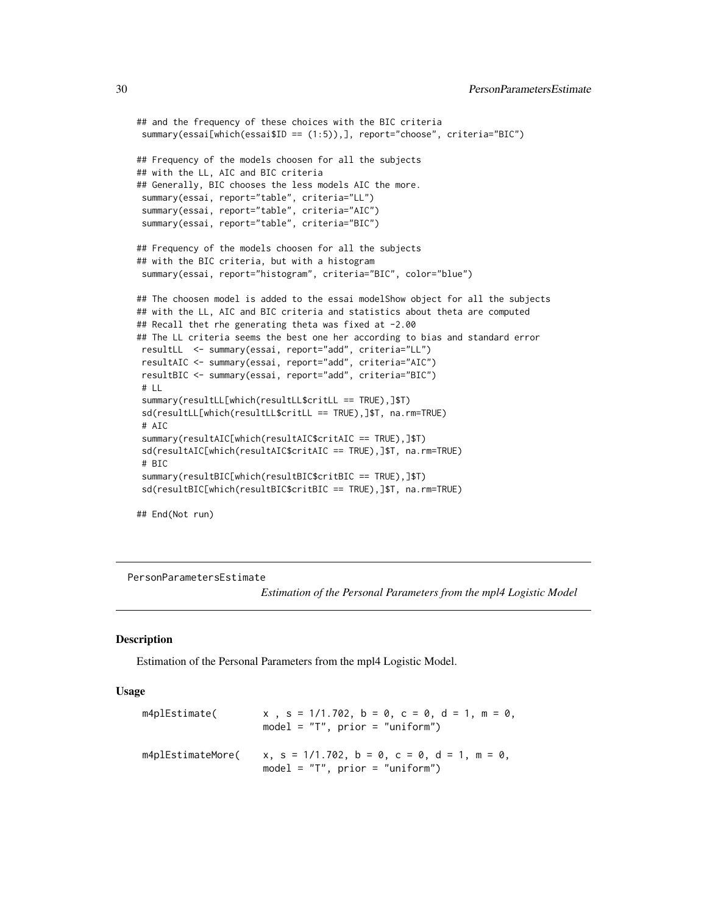```
## and the frequency of these choices with the BIC criteria
 summary(essai[which(essai$ID == (1:5)),], report="choose", criteria="BIC")

## Frequency of the models choosen for all the subjects
## with the LL, AIC and BIC criteria
## Generally, BIC chooses the less models AIC the more.
 summary(essai, report="table", criteria="LL")
 summary(essai, report="table", criteria="AIC")
 summary(essai, report="table", criteria="BIC")

## Frequency of the models choosen for all the subjects
## with the BIC criteria, but with a histogram
 summary(essai, report="histogram", criteria="BIC", color="blue")

## The choosen model is added to the essai modelShow object for all the subjects
## with the LL, AIC and BIC criteria and statistics about theta are computed
## Recall thet rhe generating theta was fixed at -2.00
## The LL criteria seems the best one her according to bias and standard error
 resultLL  <- summary(essai, report="add", criteria="LL")
 resultAIC <- summary(essai, report="add", criteria="AIC")
 resultBIC <- summary(essai, report="add", criteria="BIC")
 # LL
 summary(resultLL[which(resultLL$critLL == TRUE),]$T)
 sd(resultLL[which(resultLL$critLL == TRUE),]$T, na.rm=TRUE)
 # AIC
 summary(resultAIC[which(resultAIC$critAIC == TRUE),]$T)
 sd(resultAIC[which(resultAIC$critAIC == TRUE),]$T, na.rm=TRUE)
 # BIC
 summary(resultBIC[which(resultBIC$critBIC == TRUE),]$T)
 sd(resultBIC[which(resultBIC$critBIC == TRUE),]$T, na.rm=TRUE)

## End(Not run)
```

---

PersonParametersEstimate

*Estimation of the Personal Parameters from the mpl4 Logistic Model*

---

### Description

Estimation of the Personal Parameters from the mpl4 Logistic Model.

### Usage

```
m4plEstimate(       x , s = 1/1.702, b = 0, c = 0, d = 1, m = 0,
                    model = "T", prior = "uniform")

m4plEstimateMore(   x, s = 1/1.702, b = 0, c = 0, d = 1, m = 0,
                    model = "T", prior = "uniform")
```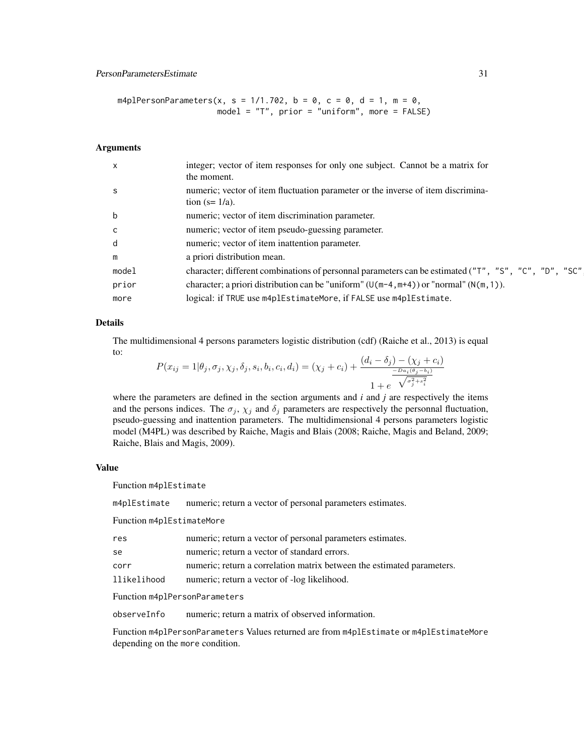```
m4plPersonParameters(x, s = 1/1.702, b = 0, c = 0, d = 1, m = 0,
                    model = "T", prior = "uniform", more = FALSE)
```

### Arguments

| | |
|---|---|
| x | integer; vector of item responses for only one subject. Cannot be a matrix for the moment. |
| s | numeric; vector of item fluctuation parameter or the inverse of item discrimination (s= 1/a). |
| b | numeric; vector of item discrimination parameter. |
| c | numeric; vector of item pseudo-guessing parameter. |
| d | numeric; vector of item inattention parameter. |
| m | a priori distribution mean. |
| model | character; different combinations of personnal parameters can be estimated ("T", "S", "C", "D", "SC", |
| prior | character; a priori distribution can be "uniform" (U(m-4,m+4)) or "normal" (N(m,1)). |
| more | logical: if TRUE use m4plEstimateMore, if FALSE use m4plEstimate. |

### Details

The multidimensional 4 persons parameters logistic distribution (cdf) (Raiche et al., 2013) is equal to:

$$P(x_{ij} = 1|\theta_j, \sigma_j, \chi_j, \delta_j, s_i, b_i, c_i, d_i) = (\chi_j + c_i) + \frac{(d_i - \delta_j) - (\chi_j + c_i)}{1 + e^{\frac{-Da_i(\theta_j - b_i)}{\sqrt{\sigma_j^2 + s_i^2}}}}$$

where the parameters are defined in the section arguments and *i* and *j* are respectively the items and the persons indices. The $\sigma_j$, $\chi_j$ and $\delta_j$ parameters are respectively the personnal fluctuation, pseudo-guessing and inattention parameters. The multidimensional 4 persons parameters logistic model (M4PL) was described by Raiche, Magis and Blais (2008; Raiche, Magis and Beland, 2009; Raiche, Blais and Magis, 2009).

### Value

Function m4plEstimate

| | |
|---|---|
| m4plEstimate | numeric; return a vector of personal parameters estimates. |

Function m4plEstimateMore

| | |
|---|---|
| res | numeric; return a vector of personal parameters estimates. |
| se | numeric; return a vector of standard errors. |
| corr | numeric; return a correlation matrix between the estimated parameters. |
| llikelihood | numeric; return a vector of -log likelihood. |

Function m4plPersonParameters

| | |
|---|---|
| observeInfo | numeric; return a matrix of observed information. |

Function m4plPersonParameters Values returned are from m4plEstimate or m4plEstimateMore depending on the more condition.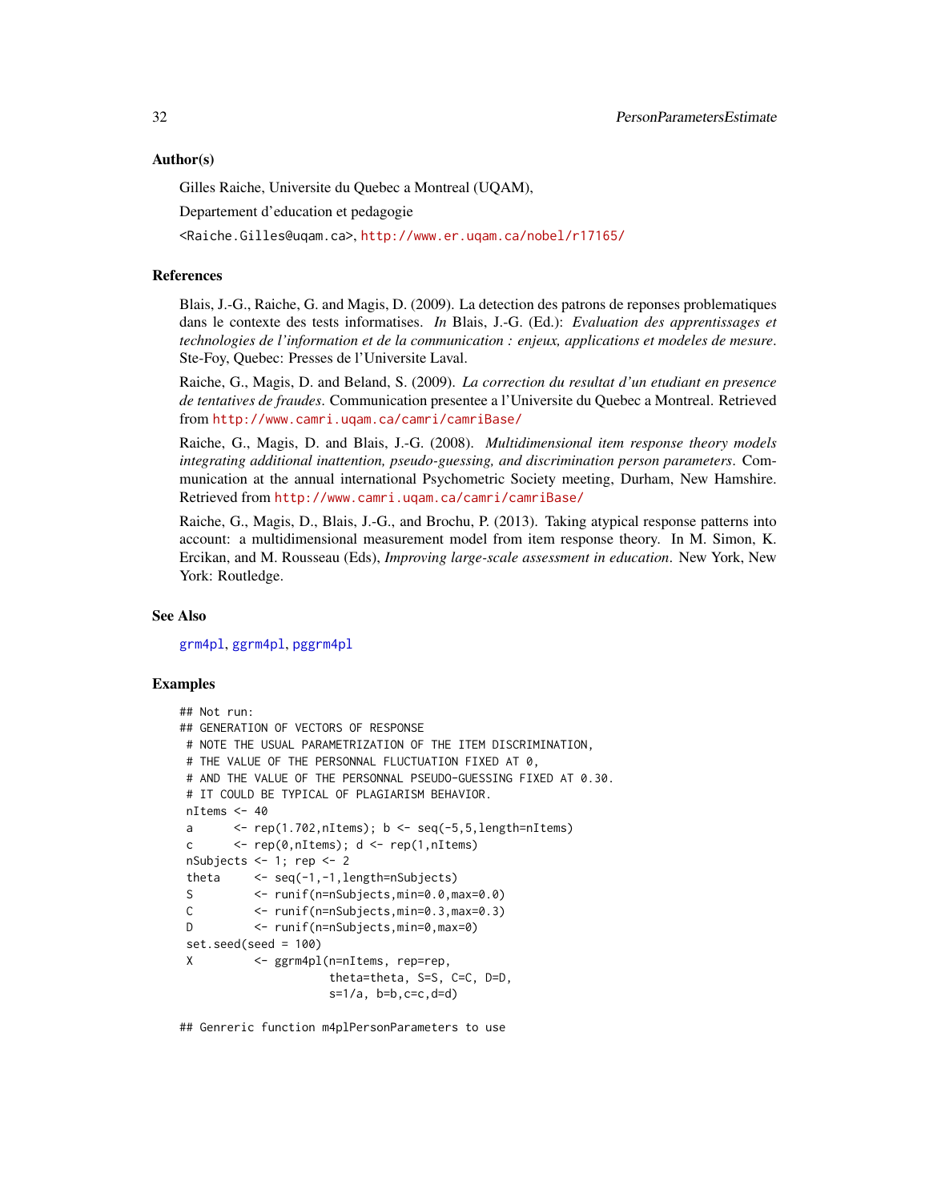### Author(s)

Gilles Raiche, Universite du Quebec a Montreal (UQAM),

Departement d'education et pedagogie

<Raiche.Gilles@uqam.ca>, http://www.er.uqam.ca/nobel/r17165/

### References

Blais, J.-G., Raiche, G. and Magis, D. (2009). La detection des patrons de reponses problematiques dans le contexte des tests informatises. *In* Blais, J.-G. (Ed.): *Evaluation des apprentissages et technologies de l'information et de la communication : enjeux, applications et modeles de mesure*. Ste-Foy, Quebec: Presses de l'Universite Laval.

Raiche, G., Magis, D. and Beland, S. (2009). *La correction du resultat d'un etudiant en presence de tentatives de fraudes*. Communication presentee a l'Universite du Quebec a Montreal. Retrieved from http://www.camri.uqam.ca/camri/camriBase/

Raiche, G., Magis, D. and Blais, J.-G. (2008). *Multidimensional item response theory models integrating additional inattention, pseudo-guessing, and discrimination person parameters*. Communication at the annual international Psychometric Society meeting, Durham, New Hamshire. Retrieved from http://www.camri.uqam.ca/camri/camriBase/

Raiche, G., Magis, D., Blais, J.-G., and Brochu, P. (2013). Taking atypical response patterns into account: a multidimensional measurement model from item response theory. In M. Simon, K. Ercikan, and M. Rousseau (Eds), *Improving large-scale assessment in education*. New York, New York: Routledge.

### See Also

grm4pl, ggrm4pl, pggrm4pl

### Examples

```
## Not run:
## GENERATION OF VECTORS OF RESPONSE
 # NOTE THE USUAL PARAMETRIZATION OF THE ITEM DISCRIMINATION,
 # THE VALUE OF THE PERSONNAL FLUCTUATION FIXED AT 0,
 # AND THE VALUE OF THE PERSONNAL PSEUDO-GUESSING FIXED AT 0.30.
 # IT COULD BE TYPICAL OF PLAGIARISM BEHAVIOR.
 nItems <- 40
 a      <- rep(1.702,nItems); b <- seq(-5,5,length=nItems)
 c      <- rep(0,nItems); d <- rep(1,nItems)
 nSubjects <- 1; rep <- 2
 theta     <- seq(-1,-1,length=nSubjects)
 S         <- runif(n=nSubjects,min=0.0,max=0.0)
 C         <- runif(n=nSubjects,min=0.3,max=0.3)
 D         <- runif(n=nSubjects,min=0,max=0)
 set.seed(seed = 100)
 X         <- ggrm4pl(n=nItems, rep=rep,
                      theta=theta, S=S, C=C, D=D,
                      s=1/a, b=b,c=c,d=d)

## Genreric function m4plPersonParameters to use
```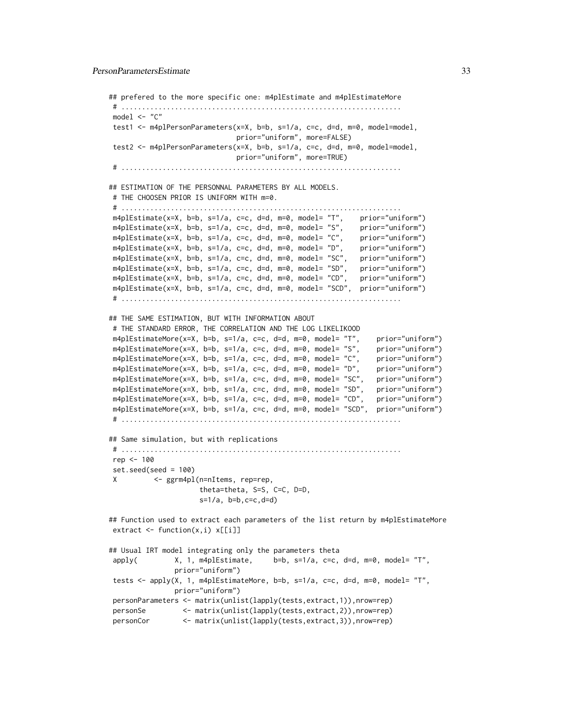```
## prefered to the more specific one: m4plEstimate and m4plEstimateMore
 # ....................................................................
 model <- "C"
 test1 <- m4plPersonParameters(x=X, b=b, s=1/a, c=c, d=d, m=0, model=model,
                               prior="uniform", more=FALSE)
 test2 <- m4plPersonParameters(x=X, b=b, s=1/a, c=c, d=d, m=0, model=model,
                               prior="uniform", more=TRUE)
 # ....................................................................

## ESTIMATION OF THE PERSONNAL PARAMETERS BY ALL MODELS.
 # THE CHOOSEN PRIOR IS UNIFORM WITH m=0.
 # ....................................................................
 m4plEstimate(x=X, b=b, s=1/a, c=c, d=d, m=0, model= "T",    prior="uniform")
 m4plEstimate(x=X, b=b, s=1/a, c=c, d=d, m=0, model= "S",    prior="uniform")
 m4plEstimate(x=X, b=b, s=1/a, c=c, d=d, m=0, model= "C",    prior="uniform")
 m4plEstimate(x=X, b=b, s=1/a, c=c, d=d, m=0, model= "D",    prior="uniform")
 m4plEstimate(x=X, b=b, s=1/a, c=c, d=d, m=0, model= "SC",   prior="uniform")
 m4plEstimate(x=X, b=b, s=1/a, c=c, d=d, m=0, model= "SD",   prior="uniform")
 m4plEstimate(x=X, b=b, s=1/a, c=c, d=d, m=0, model= "CD",   prior="uniform")
 m4plEstimate(x=X, b=b, s=1/a, c=c, d=d, m=0, model= "SCD",  prior="uniform")
 # ....................................................................

## THE SAME ESTIMATION, BUT WITH INFORMATION ABOUT
 # THE STANDARD ERROR, THE CORRELATION AND THE LOG LIKELIKOOD
 m4plEstimateMore(x=X, b=b, s=1/a, c=c, d=d, m=0, model= "T",    prior="uniform")
 m4plEstimateMore(x=X, b=b, s=1/a, c=c, d=d, m=0, model= "S",    prior="uniform")
 m4plEstimateMore(x=X, b=b, s=1/a, c=c, d=d, m=0, model= "C",    prior="uniform")
 m4plEstimateMore(x=X, b=b, s=1/a, c=c, d=d, m=0, model= "D",    prior="uniform")
 m4plEstimateMore(x=X, b=b, s=1/a, c=c, d=d, m=0, model= "SC",   prior="uniform")
 m4plEstimateMore(x=X, b=b, s=1/a, c=c, d=d, m=0, model= "SD",   prior="uniform")
 m4plEstimateMore(x=X, b=b, s=1/a, c=c, d=d, m=0, model= "CD",   prior="uniform")
 m4plEstimateMore(x=X, b=b, s=1/a, c=c, d=d, m=0, model= "SCD",  prior="uniform")
 # ....................................................................

## Same simulation, but with replications
 # ....................................................................
 rep <- 100
 set.seed(seed = 100)
 X         <- ggrm4pl(n=nItems, rep=rep,
                      theta=theta, S=S, C=C, D=D,
                      s=1/a, b=b,c=c,d=d)

## Function used to extract each parameters of the list return by m4plEstimateMore
 extract <- function(x,i) x[[i]]

## Usual IRT model integrating only the parameters theta
 apply(         X, 1, m4plEstimate,     b=b, s=1/a, c=c, d=d, m=0, model= "T",
               prior="uniform")
 tests <- apply(X, 1, m4plEstimateMore, b=b, s=1/a, c=c, d=d, m=0, model= "T",
               prior="uniform")
 personParameters <- matrix(unlist(lapply(tests,extract,1)),nrow=rep)
 personSe         <- matrix(unlist(lapply(tests,extract,2)),nrow=rep)
 personCor        <- matrix(unlist(lapply(tests,extract,3)),nrow=rep)
```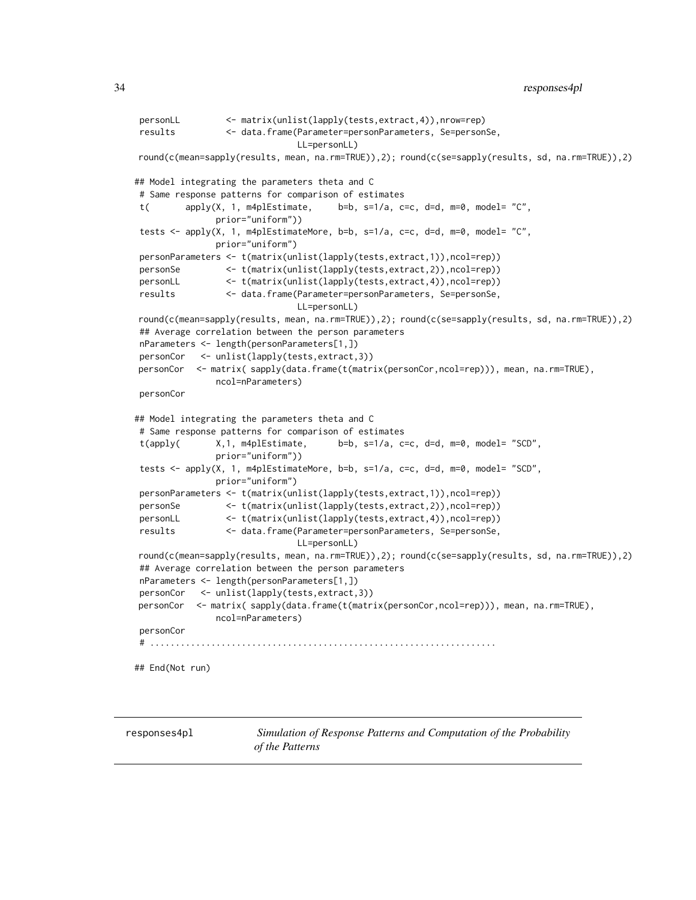```
 personLL         <- matrix(unlist(lapply(tests,extract,4)),nrow=rep)
 results          <- data.frame(Parameter=personParameters, Se=personSe,
                                LL=personLL)
 round(c(mean=sapply(results, mean, na.rm=TRUE)),2); round(c(se=sapply(results, sd, na.rm=TRUE)),2)

## Model integrating the parameters theta and C
 # Same response patterns for comparison of estimates
 t(      apply(X, 1, m4plEstimate,     b=b, s=1/a, c=c, d=d, m=0, model= "C",
               prior="uniform"))
 tests <- apply(X, 1, m4plEstimateMore, b=b, s=1/a, c=c, d=d, m=0, model= "C",
               prior="uniform")
 personParameters <- t(matrix(unlist(lapply(tests,extract,1)),ncol=rep))
 personSe         <- t(matrix(unlist(lapply(tests,extract,2)),ncol=rep))
 personLL         <- t(matrix(unlist(lapply(tests,extract,4)),ncol=rep))
 results          <- data.frame(Parameter=personParameters, Se=personSe,
                                LL=personLL)
 round(c(mean=sapply(results, mean, na.rm=TRUE)),2); round(c(se=sapply(results, sd, na.rm=TRUE)),2)
 ## Average correlation between the person parameters
 nParameters <- length(personParameters[1,])
 personCor   <- unlist(lapply(tests,extract,3))
 personCor  <- matrix( sapply(data.frame(t(matrix(personCor,ncol=rep))), mean, na.rm=TRUE),
               ncol=nParameters)
 personCor

## Model integrating the parameters theta and C
 # Same response patterns for comparison of estimates
 t(apply(       X,1, m4plEstimate,      b=b, s=1/a, c=c, d=d, m=0, model= "SCD",
               prior="uniform"))
 tests <- apply(X, 1, m4plEstimateMore, b=b, s=1/a, c=c, d=d, m=0, model= "SCD",
               prior="uniform")
 personParameters <- t(matrix(unlist(lapply(tests,extract,1)),ncol=rep))
 personSe         <- t(matrix(unlist(lapply(tests,extract,2)),ncol=rep))
 personLL         <- t(matrix(unlist(lapply(tests,extract,4)),ncol=rep))
 results          <- data.frame(Parameter=personParameters, Se=personSe,
                                LL=personLL)
 round(c(mean=sapply(results, mean, na.rm=TRUE)),2); round(c(se=sapply(results, sd, na.rm=TRUE)),2)
 ## Average correlation between the person parameters
 nParameters <- length(personParameters[1,])
 personCor   <- unlist(lapply(tests,extract,3))
 personCor  <- matrix( sapply(data.frame(t(matrix(personCor,ncol=rep))), mean, na.rm=TRUE),
               ncol=nParameters)
 personCor
 # .....................................................................

## End(Not run)
```

---

| responses4pl | *Simulation of Response Patterns and Computation of the Probability of the Patterns* |
|---|---|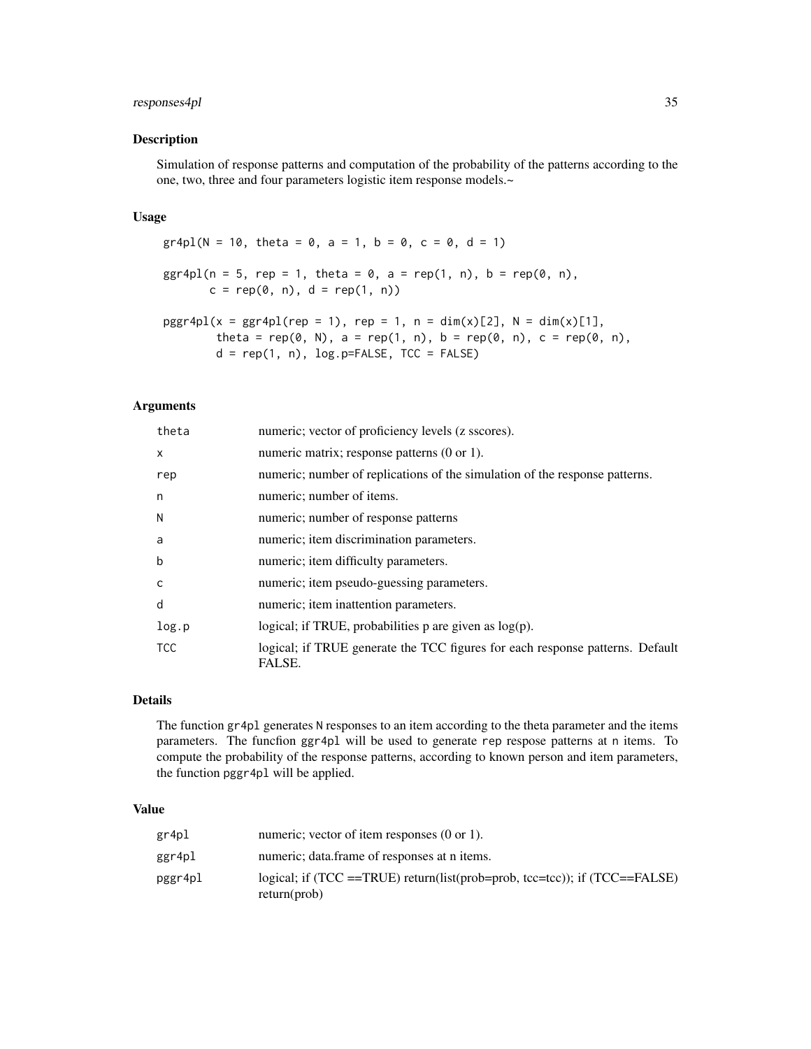## Description

Simulation of response patterns and computation of the probability of the patterns according to the one, two, three and four parameters logistic item response models.~

## Usage

```
gr4pl(N = 10, theta = 0, a = 1, b = 0, c = 0, d = 1)

ggr4pl(n = 5, rep = 1, theta = 0, a = rep(1, n), b = rep(0, n),
       c = rep(0, n), d = rep(1, n))

pggr4pl(x = ggr4pl(rep = 1), rep = 1, n = dim(x)[2], N = dim(x)[1],
        theta = rep(0, N), a = rep(1, n), b = rep(0, n), c = rep(0, n),
        d = rep(1, n), log.p=FALSE, TCC = FALSE)
```

## Arguments

| | |
|---|---|
| `theta` | numeric; vector of proficiency levels (z sscores). |
| `x` | numeric matrix; response patterns (0 or 1). |
| `rep` | numeric; number of replications of the simulation of the response patterns. |
| `n` | numeric; number of items. |
| `N` | numeric; number of response patterns |
| `a` | numeric; item discrimination parameters. |
| `b` | numeric; item difficulty parameters. |
| `c` | numeric; item pseudo-guessing parameters. |
| `d` | numeric; item inattention parameters. |
| `log.p` | logical; if TRUE, probabilities p are given as log(p). |
| `TCC` | logical; if TRUE generate the TCC figures for each response patterns. Default FALSE. |

## Details

The function `gr4pl` generates `N` responses to an item according to the theta parameter and the items parameters. The funcfion `ggr4pl` will be used to generate `rep` respose patterns at `n` items. To compute the probability of the response patterns, according to known person and item parameters, the function `pggr4pl` will be applied.

## Value

| | |
|---|---|
| `gr4pl` | numeric; vector of item responses (0 or 1). |
| `ggr4pl` | numeric; data.frame of responses at n items. |
| `pggr4pl` | logical; if (TCC ==TRUE) return(list(prob=prob, tcc=tcc)); if (TCC==FALSE) return(prob) |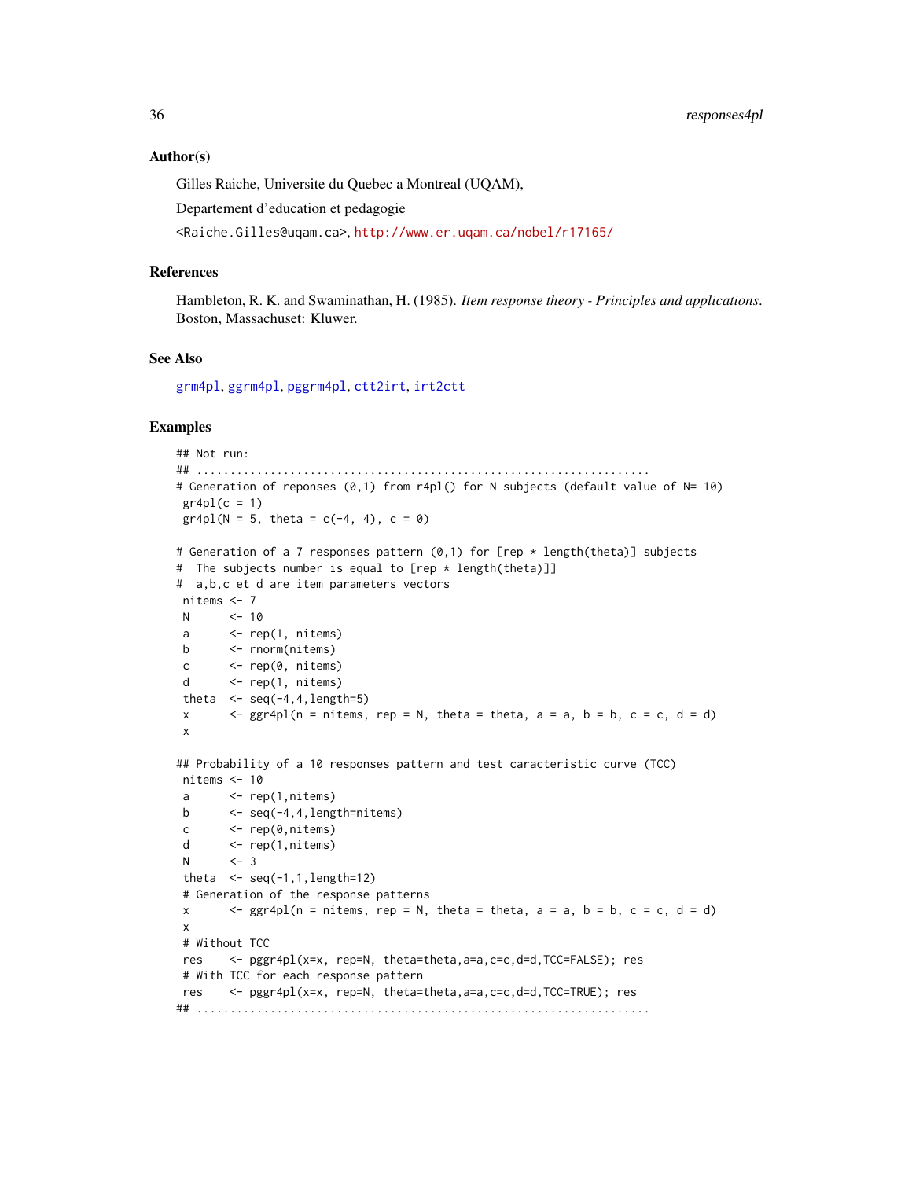### Author(s)

Gilles Raiche, Universite du Quebec a Montreal (UQAM),

Departement d'education et pedagogie

<Raiche.Gilles@uqam.ca>, http://www.er.uqam.ca/nobel/r17165/

### References

Hambleton, R. K. and Swaminathan, H. (1985). *Item response theory - Principles and applications*. Boston, Massachuset: Kluwer.

### See Also

grm4pl, ggrm4pl, pggrm4pl, ctt2irt, irt2ctt

### Examples

```
## Not run:
## ....................................................................
# Generation of reponses (0,1) from r4pl() for N subjects (default value of N= 10)
 gr4pl(c = 1)
 gr4pl(N = 5, theta = c(-4, 4), c = 0)

# Generation of a 7 responses pattern (0,1) for [rep * length(theta)] subjects
#  The subjects number is equal to [rep * length(theta)]]
#  a,b,c et d are item parameters vectors
 nitems <- 7
 N      <- 10
 a      <- rep(1, nitems)
 b      <- rnorm(nitems)
 c      <- rep(0, nitems)
 d      <- rep(1, nitems)
 theta  <- seq(-4,4,length=5)
 x      <- ggr4pl(n = nitems, rep = N, theta = theta, a = a, b = b, c = c, d = d)
 x

## Probability of a 10 responses pattern and test caracteristic curve (TCC)
 nitems <- 10
 a      <- rep(1,nitems)
 b      <- seq(-4,4,length=nitems)
 c      <- rep(0,nitems)
 d      <- rep(1,nitems)
 N      <- 3
 theta  <- seq(-1,1,length=12)
 # Generation of the response patterns
 x      <- ggr4pl(n = nitems, rep = N, theta = theta, a = a, b = b, c = c, d = d)
 x
 # Without TCC
 res    <- pggr4pl(x=x, rep=N, theta=theta,a=a,c=c,d=d,TCC=FALSE); res
 # With TCC for each response pattern
 res    <- pggr4pl(x=x, rep=N, theta=theta,a=a,c=c,d=d,TCC=TRUE); res
## ....................................................................
```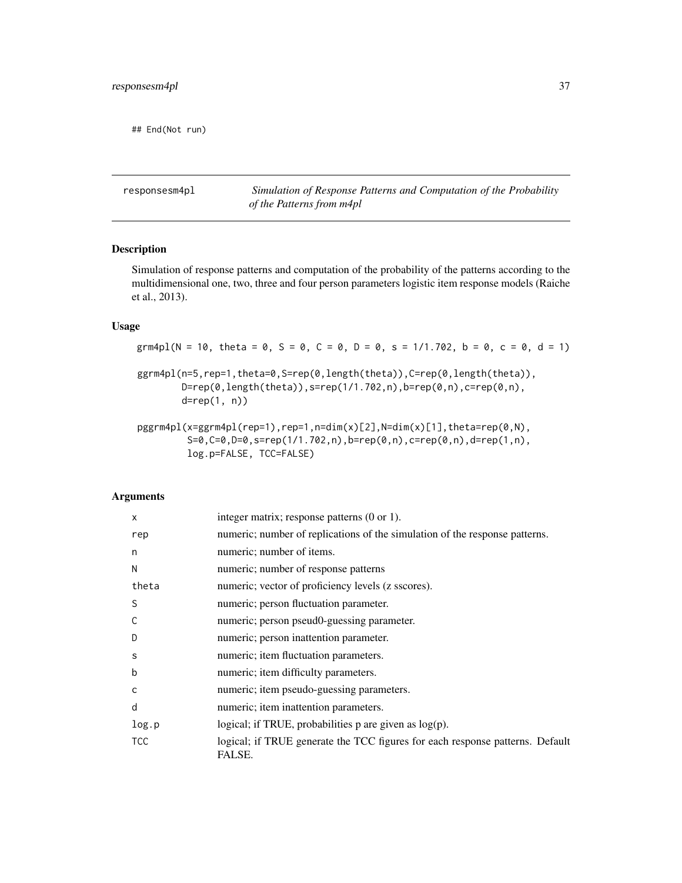```
## End(Not run)
```

---

responsesm4pl — *Simulation of Response Patterns and Computation of the Probability of the Patterns from m4pl*

---

## Description

Simulation of response patterns and computation of the probability of the patterns according to the multidimensional one, two, three and four person parameters logistic item response models (Raiche et al., 2013).

## Usage

```
grm4pl(N = 10, theta = 0, S = 0, C = 0, D = 0, s = 1/1.702, b = 0, c = 0, d = 1)

ggrm4pl(n=5,rep=1,theta=0,S=rep(0,length(theta)),C=rep(0,length(theta)),
        D=rep(0,length(theta)),s=rep(1/1.702,n),b=rep(0,n),c=rep(0,n),
        d=rep(1, n))

pggrm4pl(x=ggrm4pl(rep=1),rep=1,n=dim(x)[2],N=dim(x)[1],theta=rep(0,N),
         S=0,C=0,D=0,s=rep(1/1.702,n),b=rep(0,n),c=rep(0,n),d=rep(1,n),
         log.p=FALSE, TCC=FALSE)
```

## Arguments

| | |
|---|---|
| x | integer matrix; response patterns (0 or 1). |
| rep | numeric; number of replications of the simulation of the response patterns. |
| n | numeric; number of items. |
| N | numeric; number of response patterns |
| theta | numeric; vector of proficiency levels (z sscores). |
| S | numeric; person fluctuation parameter. |
| C | numeric; person pseud0-guessing parameter. |
| D | numeric; person inattention parameter. |
| s | numeric; item fluctuation parameters. |
| b | numeric; item difficulty parameters. |
| c | numeric; item pseudo-guessing parameters. |
| d | numeric; item inattention parameters. |
| log.p | logical; if TRUE, probabilities p are given as log(p). |
| TCC | logical; if TRUE generate the TCC figures for each response patterns. Default FALSE. |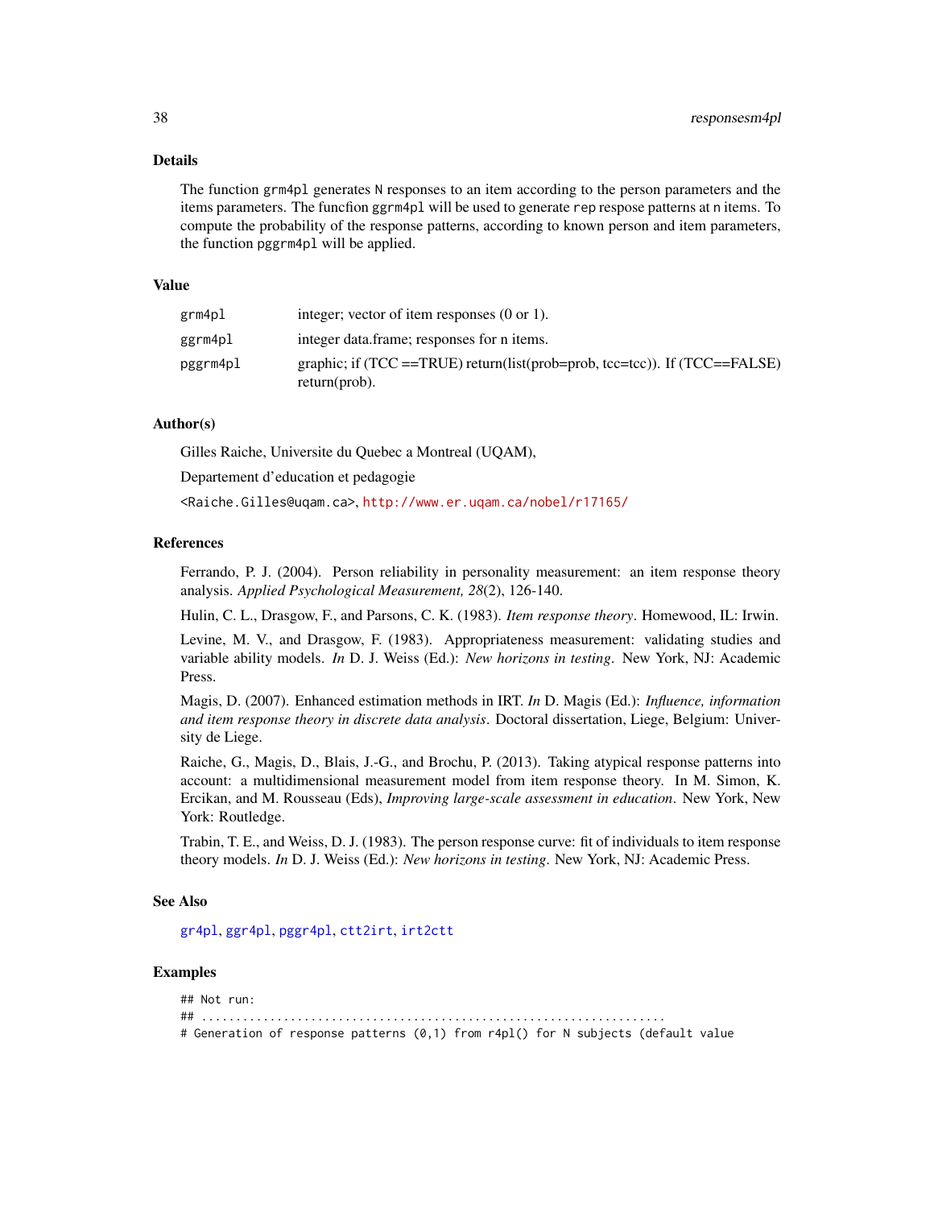### Details

The function `grm4pl` generates `N` responses to an item according to the person parameters and the items parameters. The funcfion `ggrm4pl` will be used to generate `rep` respose patterns at `n` items. To compute the probability of the response patterns, according to known person and item parameters, the function `pggrm4pl` will be applied.

### Value

| | |
|---|---|
| `grm4pl` | integer; vector of item responses (0 or 1). |
| `ggrm4pl` | integer data.frame; responses for n items. |
| `pggrm4pl` | graphic; if (TCC ==TRUE) return(list(prob=prob, tcc=tcc)). If (TCC==FALSE) return(prob). |

### Author(s)

Gilles Raiche, Universite du Quebec a Montreal (UQAM),

Departement d'education et pedagogie

<Raiche.Gilles@uqam.ca>, http://www.er.uqam.ca/nobel/r17165/

### References

Ferrando, P. J. (2004). Person reliability in personality measurement: an item response theory analysis. *Applied Psychological Measurement, 28*(2), 126-140.

Hulin, C. L., Drasgow, F., and Parsons, C. K. (1983). *Item response theory*. Homewood, IL: Irwin.

Levine, M. V., and Drasgow, F. (1983). Appropriateness measurement: validating studies and variable ability models. *In* D. J. Weiss (Ed.): *New horizons in testing*. New York, NJ: Academic Press.

Magis, D. (2007). Enhanced estimation methods in IRT. *In* D. Magis (Ed.): *Influence, information and item response theory in discrete data analysis*. Doctoral dissertation, Liege, Belgium: University de Liege.

Raiche, G., Magis, D., Blais, J.-G., and Brochu, P. (2013). Taking atypical response patterns into account: a multidimensional measurement model from item response theory. In M. Simon, K. Ercikan, and M. Rousseau (Eds), *Improving large-scale assessment in education*. New York, New York: Routledge.

Trabin, T. E., and Weiss, D. J. (1983). The person response curve: fit of individuals to item response theory models. *In* D. J. Weiss (Ed.): *New horizons in testing*. New York, NJ: Academic Press.

### See Also

`gr4pl`, `ggr4pl`, `pggr4pl`, `ctt2irt`, `irt2ctt`

### Examples

```
## Not run:
## ....................................................................
# Generation of response patterns (0,1) from r4pl() for N subjects (default value
```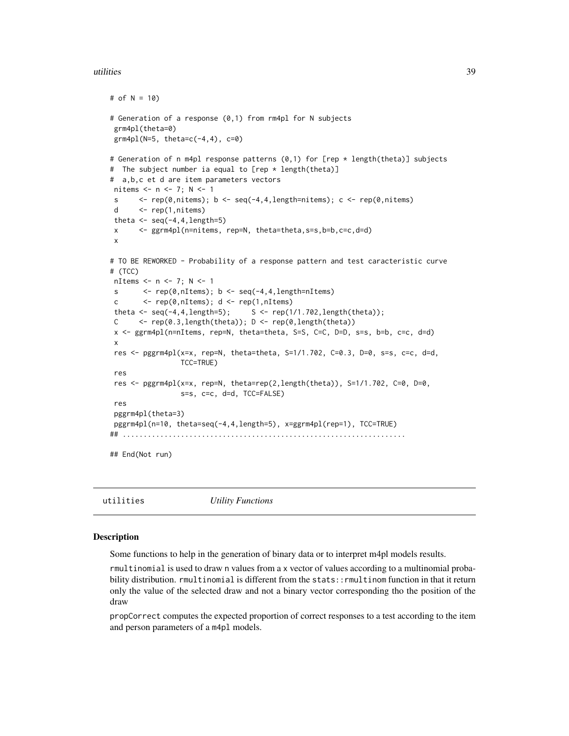```
# of N = 10)

# Generation of a response (0,1) from rm4pl for N subjects
 grm4pl(theta=0)
 grm4pl(N=5, theta=c(-4,4), c=0)

# Generation of n m4pl response patterns (0,1) for [rep * length(theta)] subjects
#  The subject number ia equal to [rep * length(theta)]
#  a,b,c et d are item parameters vectors
 nitems <- n <- 7; N <- 1
 s     <- rep(0,nitems); b <- seq(-4,4,length=nitems); c <- rep(0,nitems)
 d     <- rep(1,nitems)
 theta <- seq(-4,4,length=5)
 x     <- ggrm4pl(n=nitems, rep=N, theta=theta,s=s,b=b,c=c,d=d)
 x

# TO BE REWORKED - Probability of a response pattern and test caracteristic curve
# (TCC)
 nItems <- n <- 7; N <- 1
 s      <- rep(0,nItems); b <- seq(-4,4,length=nItems)
 c      <- rep(0,nItems); d <- rep(1,nItems)
 theta <- seq(-4,4,length=5);     S <- rep(1/1.702,length(theta));
 C     <- rep(0.3,length(theta)); D <- rep(0,length(theta))
 x <- ggrm4pl(n=nItems, rep=N, theta=theta, S=S, C=C, D=D, s=s, b=b, c=c, d=d)
 x
 res <- pggrm4pl(x=x, rep=N, theta=theta, S=1/1.702, C=0.3, D=0, s=s, c=c, d=d,
                TCC=TRUE)
 res
 res <- pggrm4pl(x=x, rep=N, theta=rep(2,length(theta)), S=1/1.702, C=0, D=0,
                s=s, c=c, d=d, TCC=FALSE)
 res
 pggrm4pl(theta=3)
 pggrm4pl(n=10, theta=seq(-4,4,length=5), x=ggrm4pl(rep=1), TCC=TRUE)
## ....................................................................

## End(Not run)
```

---

## utilities *Utility Functions*

### Description

Some functions to help in the generation of binary data or to interpret m4pl models results.

`rmultinomial` is used to draw `n` values from a `x` vector of values according to a multinomial probability distribution. `rmultinomial` is different from the `stats::rmultinom` function in that it return only the value of the selected draw and not a binary vector corresponding tho the position of the draw

`propCorrect` computes the expected proportion of correct responses to a test according to the item and person parameters of a `m4pl` models.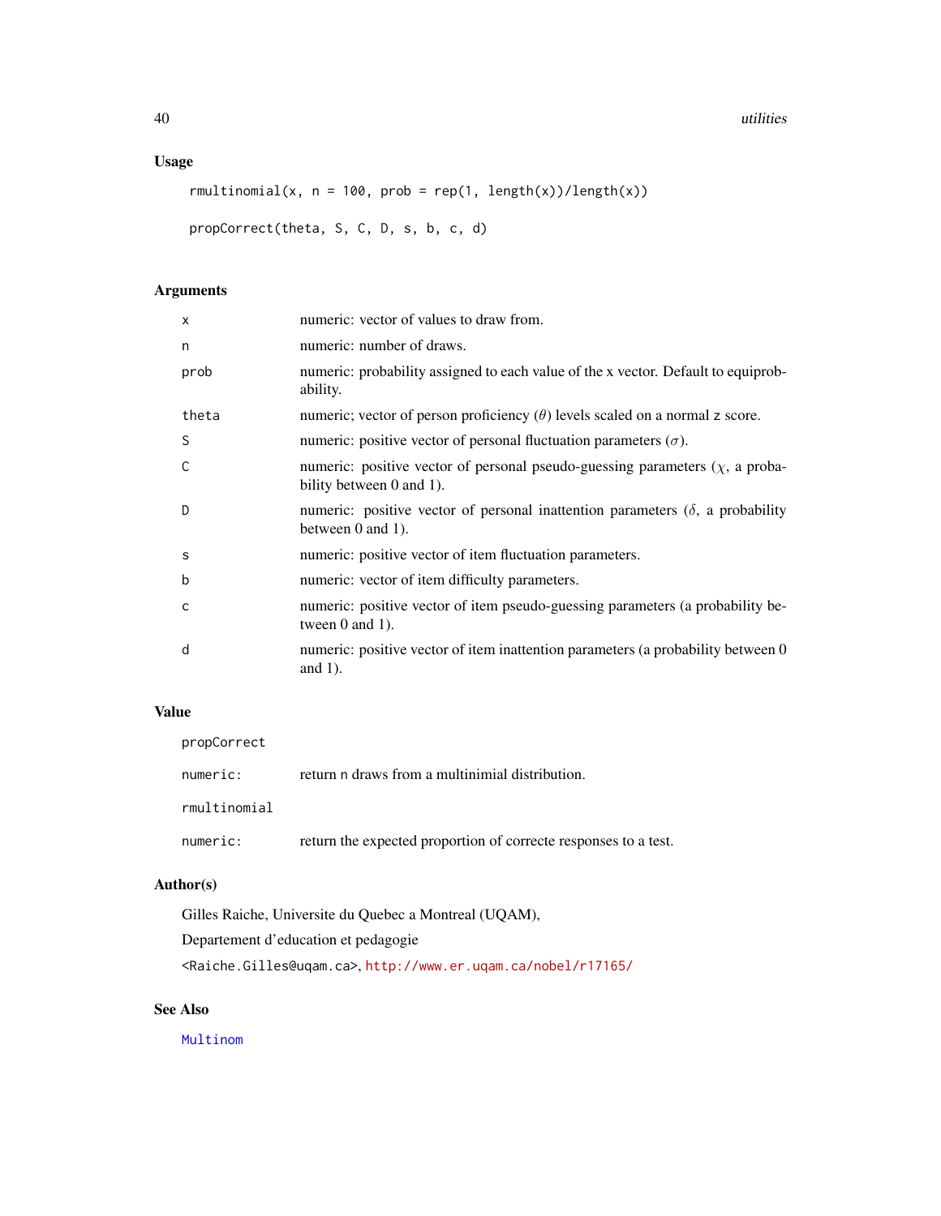## Usage

```
rmultinomial(x, n = 100, prob = rep(1, length(x))/length(x))

propCorrect(theta, S, C, D, s, b, c, d)
```

## Arguments

| | |
|---|---|
| x | numeric: vector of values to draw from. |
| n | numeric: number of draws. |
| prob | numeric: probability assigned to each value of the x vector. Default to equiprobability. |
| theta | numeric; vector of person proficiency ($\theta$) levels scaled on a normal z score. |
| S | numeric: positive vector of personal fluctuation parameters ($\sigma$). |
| C | numeric: positive vector of personal pseudo-guessing parameters ($\chi$, a probability between 0 and 1). |
| D | numeric: positive vector of personal inattention parameters ($\delta$, a probability between 0 and 1). |
| s | numeric: positive vector of item fluctuation parameters. |
| b | numeric: vector of item difficulty parameters. |
| c | numeric: positive vector of item pseudo-guessing parameters (a probability between 0 and 1). |
| d | numeric: positive vector of item inattention parameters (a probability between 0 and 1). |

## Value

propCorrect

| | |
|---|---|
| numeric: | return n draws from a multinimial distribution. |

rmultinomial

| | |
|---|---|
| numeric: | return the expected proportion of correcte responses to a test. |

## Author(s)

Gilles Raiche, Universite du Quebec a Montreal (UQAM),

Departement d'education et pedagogie

<Raiche.Gilles@uqam.ca>, http://www.er.uqam.ca/nobel/r17165/

## See Also

Multinom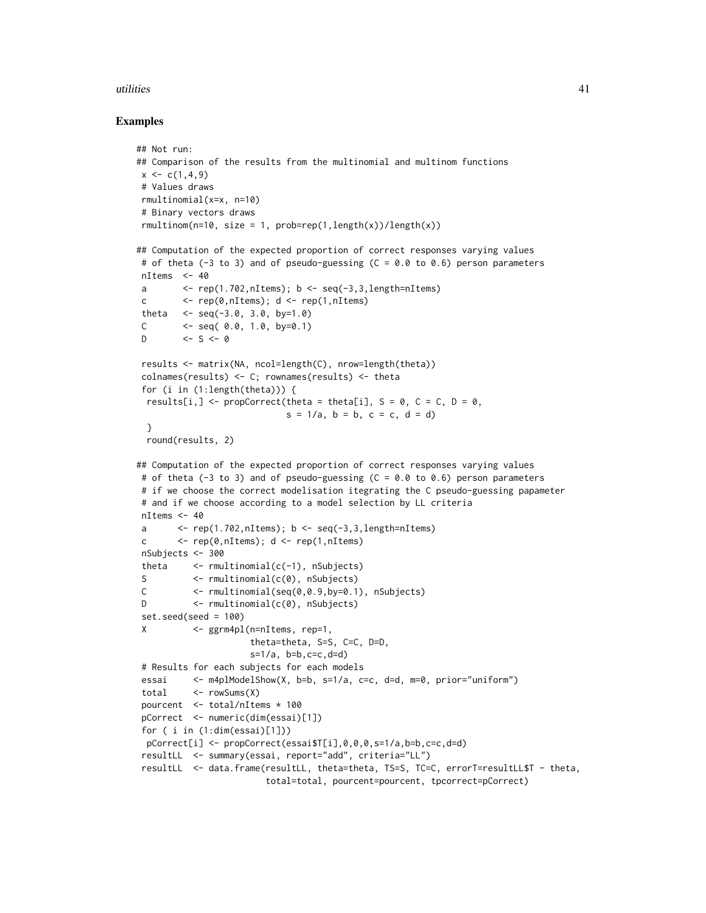## Examples

```
## Not run:
## Comparison of the results from the multinomial and multinom functions
 x <- c(1,4,9)
 # Values draws
 rmultinomial(x=x, n=10)
 # Binary vectors draws
 rmultinom(n=10, size = 1, prob=rep(1,length(x))/length(x))

## Computation of the expected proportion of correct responses varying values
 # of theta (-3 to 3) and of pseudo-guessing (C = 0.0 to 0.6) person parameters
 nItems  <- 40
 a       <- rep(1.702,nItems); b <- seq(-3,3,length=nItems)
 c       <- rep(0,nItems); d <- rep(1,nItems)
 theta   <- seq(-3.0, 3.0, by=1.0)
 C       <- seq( 0.0, 1.0, by=0.1)
 D       <- S <- 0

 results <- matrix(NA, ncol=length(C), nrow=length(theta))
 colnames(results) <- C; rownames(results) <- theta
 for (i in (1:length(theta))) {
  results[i,] <- propCorrect(theta = theta[i], S = 0, C = C, D = 0,
                             s = 1/a, b = b, c = c, d = d)
  }
  round(results, 2)

## Computation of the expected proportion of correct responses varying values
 # of theta (-3 to 3) and of pseudo-guessing (C = 0.0 to 0.6) person parameters
 # if we choose the correct modelisation itegrating the C pseudo-guessing papameter
 # and if we choose according to a model selection by LL criteria
 nItems <- 40
 a      <- rep(1.702,nItems); b <- seq(-3,3,length=nItems)
 c      <- rep(0,nItems); d <- rep(1,nItems)
 nSubjects <- 300
 theta     <- rmultinomial(c(-1), nSubjects)
 S         <- rmultinomial(c(0), nSubjects)
 C         <- rmultinomial(seq(0,0.9,by=0.1), nSubjects)
 D         <- rmultinomial(c(0), nSubjects)
 set.seed(seed = 100)
 X         <- ggrm4pl(n=nItems, rep=1,
                      theta=theta, S=S, C=C, D=D,
                      s=1/a, b=b,c=c,d=d)
 # Results for each subjects for each models
 essai     <- m4plModelShow(X, b=b, s=1/a, c=c, d=d, m=0, prior="uniform")
 total     <- rowSums(X)
 pourcent  <- total/nItems * 100
 pCorrect  <- numeric(dim(essai)[1])
 for ( i in (1:dim(essai)[1]))
  pCorrect[i] <- propCorrect(essai$T[i],0,0,0,s=1/a,b=b,c=c,d=d)
 resultLL  <- summary(essai, report="add", criteria="LL")
 resultLL  <- data.frame(resultLL, theta=theta, TS=S, TC=C, errorT=resultLL$T - theta,
                         total=total, pourcent=pourcent, tpcorrect=pCorrect)
```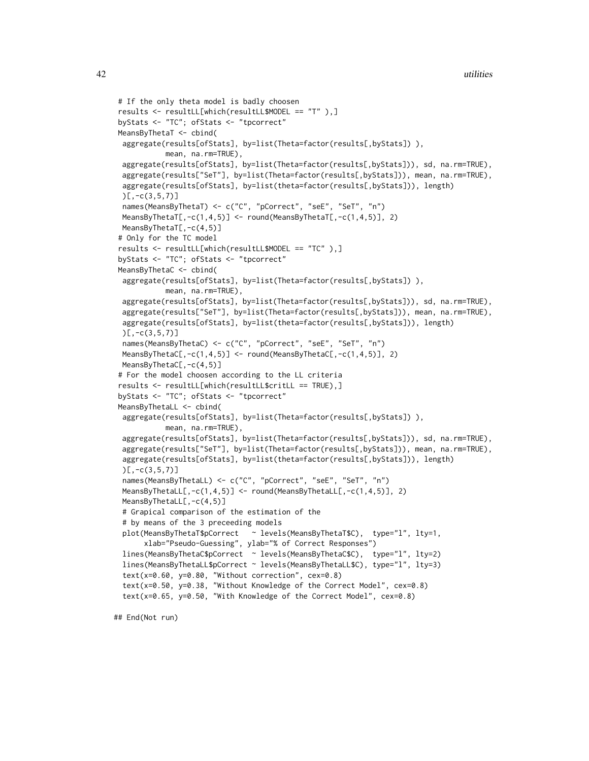```
# If the only theta model is badly choosen
results <- resultLL[which(resultLL$MODEL == "T" ),]
byStats <- "TC"; ofStats <- "tpcorrect"
MeansByThetaT <- cbind(
 aggregate(results[ofStats], by=list(Theta=factor(results[,byStats]) ),
          mean, na.rm=TRUE),
 aggregate(results[ofStats], by=list(Theta=factor(results[,byStats])), sd, na.rm=TRUE),
 aggregate(results["SeT"], by=list(Theta=factor(results[,byStats])), mean, na.rm=TRUE),
 aggregate(results[ofStats], by=list(theta=factor(results[,byStats])), length)
 )[,-c(3,5,7)]
 names(MeansByThetaT) <- c("C", "pCorrect", "seE", "SeT", "n")
 MeansByThetaT[,-c(1,4,5)] <- round(MeansByThetaT[,-c(1,4,5)], 2)
 MeansByThetaT[,-c(4,5)]
# Only for the TC model
results <- resultLL[which(resultLL$MODEL == "TC" ),]
byStats <- "TC"; ofStats <- "tpcorrect"
MeansByThetaC <- cbind(
 aggregate(results[ofStats], by=list(Theta=factor(results[,byStats]) ),
          mean, na.rm=TRUE),
 aggregate(results[ofStats], by=list(Theta=factor(results[,byStats])), sd, na.rm=TRUE),
 aggregate(results["SeT"], by=list(Theta=factor(results[,byStats])), mean, na.rm=TRUE),
 aggregate(results[ofStats], by=list(theta=factor(results[,byStats])), length)
 )[,-c(3,5,7)]
 names(MeansByThetaC) <- c("C", "pCorrect", "seE", "SeT", "n")
 MeansByThetaC[,-c(1,4,5)] <- round(MeansByThetaC[,-c(1,4,5)], 2)
 MeansByThetaC[,-c(4,5)]
# For the model choosen according to the LL criteria
results <- resultLL[which(resultLL$critLL == TRUE),]
byStats <- "TC"; ofStats <- "tpcorrect"
MeansByThetaLL <- cbind(
 aggregate(results[ofStats], by=list(Theta=factor(results[,byStats]) ),
          mean, na.rm=TRUE),
 aggregate(results[ofStats], by=list(Theta=factor(results[,byStats])), sd, na.rm=TRUE),
 aggregate(results["SeT"], by=list(Theta=factor(results[,byStats])), mean, na.rm=TRUE),
 aggregate(results[ofStats], by=list(theta=factor(results[,byStats])), length)
 )[,-c(3,5,7)]
 names(MeansByThetaLL) <- c("C", "pCorrect", "seE", "SeT", "n")
 MeansByThetaLL[,-c(1,4,5)] <- round(MeansByThetaLL[,-c(1,4,5)], 2)
 MeansByThetaLL[,-c(4,5)]
 # Grapical comparison of the estimation of the
 # by means of the 3 preceeding models
 plot(MeansByThetaT$pCorrect   ~ levels(MeansByThetaT$C),  type="l", lty=1,
      xlab="Pseudo-Guessing", ylab="% of Correct Responses")
 lines(MeansByThetaC$pCorrect  ~ levels(MeansByThetaC$C),  type="l", lty=2)
 lines(MeansByThetaLL$pCorrect ~ levels(MeansByThetaLL$C), type="l", lty=3)
 text(x=0.60, y=0.80, "Without correction", cex=0.8)
 text(x=0.50, y=0.38, "Without Knowledge of the Correct Model", cex=0.8)
 text(x=0.65, y=0.50, "With Knowledge of the Correct Model", cex=0.8)

## End(Not run)
```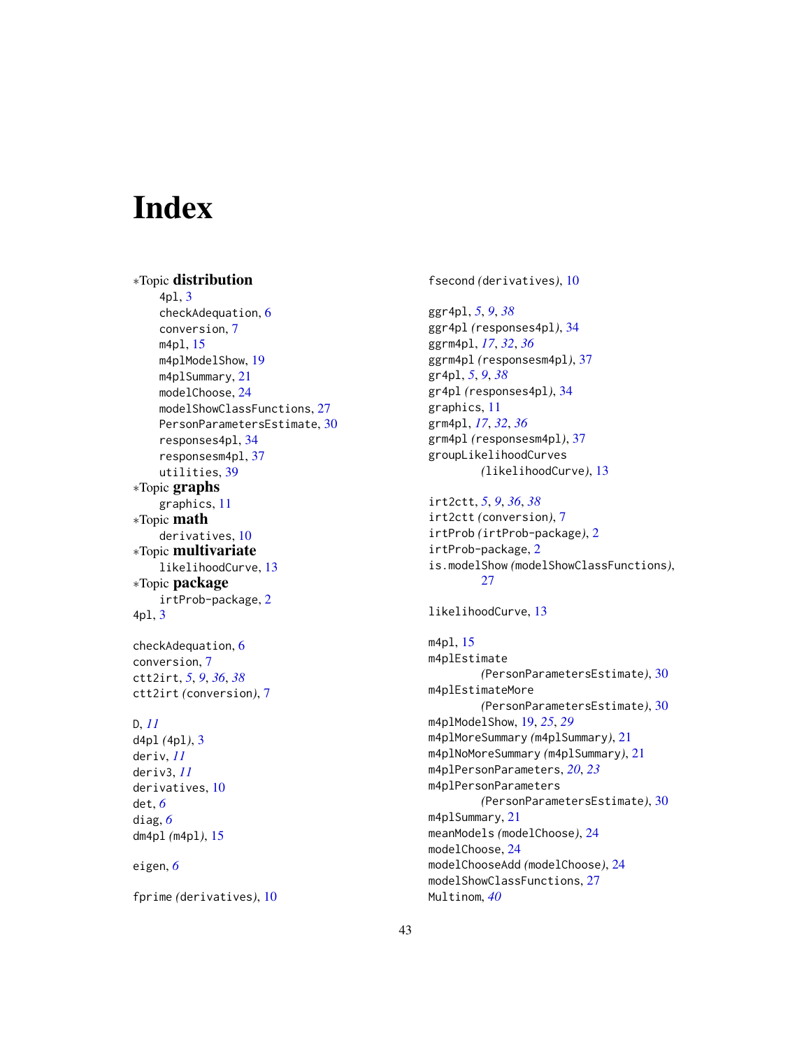# Index

*Topic **distribution**
  4pl, 3
  checkAdequation, 6
  conversion, 7
  m4pl, 15
  m4plModelShow, 19
  m4plSummary, 21
  modelChoose, 24
  modelShowClassFunctions, 27
  PersonParametersEstimate, 30
  responses4pl, 34
  responsesm4pl, 37
  utilities, 39
*Topic **graphs**
  graphics, 11
*Topic **math**
  derivatives, 10
*Topic **multivariate**
  likelihoodCurve, 13
*Topic **package**
  irtProb-package, 2
4pl, 3

checkAdequation, 6
conversion, 7
ctt2irt, *5*, *9*, *36*, *38*
ctt2irt *(*conversion*)*, 7

D, *11*
d4pl *(*4pl*)*, 3
deriv, *11*
deriv3, *11*
derivatives, 10
det, *6*
diag, *6*
dm4pl *(*m4pl*)*, 15

eigen, *6*

fprime *(*derivatives*)*, 10

fsecond *(*derivatives*)*, 10

ggr4pl, *5*, *9*, *38*
ggr4pl *(*responses4pl*)*, 34
ggrm4pl, *17*, *32*, *36*
ggrm4pl *(*responsesm4pl*)*, 37
gr4pl, *5*, *9*, *38*
gr4pl *(*responses4pl*)*, 34
graphics, 11
grm4pl, *17*, *32*, *36*
grm4pl *(*responsesm4pl*)*, 37
groupLikelihoodCurves *(*likelihoodCurve*)*, 13

irt2ctt, *5*, *9*, *36*, *38*
irt2ctt *(*conversion*)*, 7
irtProb *(*irtProb-package*)*, 2
irtProb-package, 2
is.modelShow *(*modelShowClassFunctions*)*, 27

likelihoodCurve, 13

m4pl, 15
m4plEstimate *(*PersonParametersEstimate*)*, 30
m4plEstimateMore *(*PersonParametersEstimate*)*, 30
m4plModelShow, 19, *25*, *29*
m4plMoreSummary *(*m4plSummary*)*, 21
m4plNoMoreSummary *(*m4plSummary*)*, 21
m4plPersonParameters, *20*, *23*
m4plPersonParameters *(*PersonParametersEstimate*)*, 30
m4plSummary, 21
meanModels *(*modelChoose*)*, 24
modelChoose, 24
modelChooseAdd *(*modelChoose*)*, 24
modelShowClassFunctions, 27
Multinom, *40*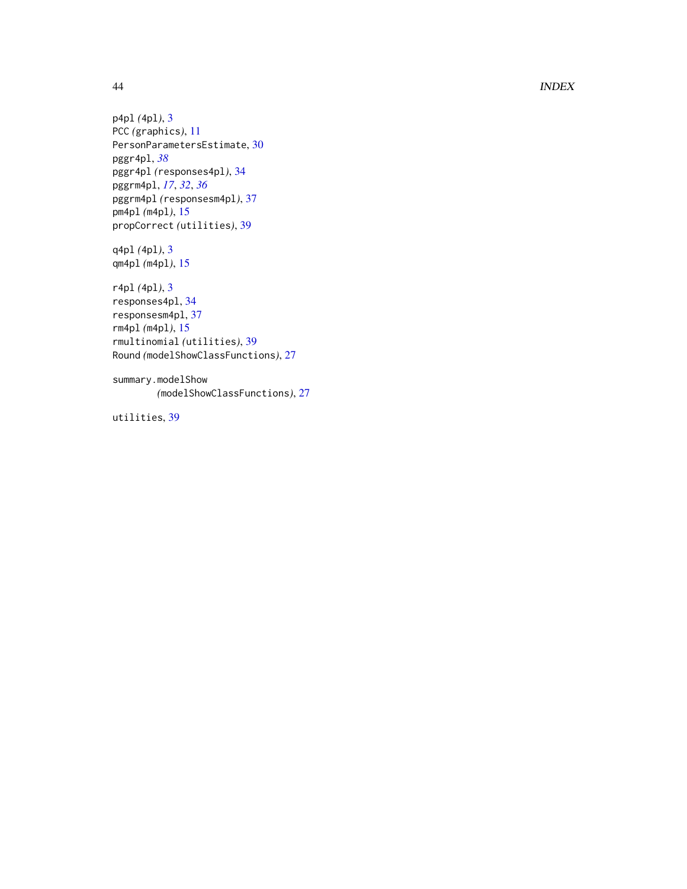p4pl *(*4pl*)*, 3
PCC *(*graphics*)*, 11
PersonParametersEstimate, 30
pggr4pl, *38*
pggr4pl *(*responses4pl*)*, 34
pggrm4pl, *17*, *32*, *36*
pggrm4pl *(*responsesm4pl*)*, 37
pm4pl *(*m4pl*)*, 15
propCorrect *(*utilities*)*, 39

q4pl *(*4pl*)*, 3
qm4pl *(*m4pl*)*, 15

r4pl *(*4pl*)*, 3
responses4pl, 34
responsesm4pl, 37
rm4pl *(*m4pl*)*, 15
rmultinomial *(*utilities*)*, 39
Round *(*modelShowClassFunctions*)*, 27

summary.modelShow
*(*modelShowClassFunctions*)*, 27

utilities, 39